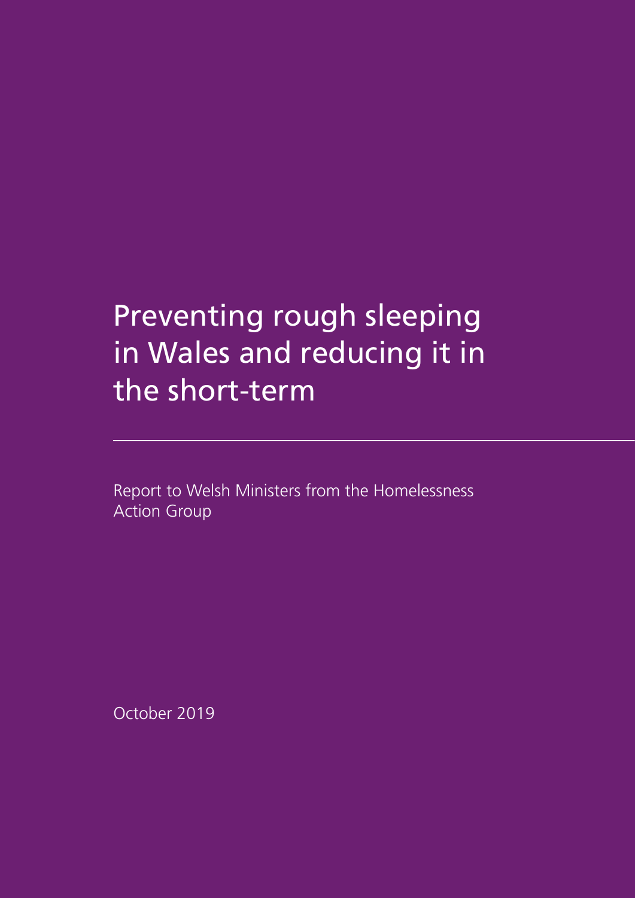# Preventing rough sleeping in Wales and reducing it in the short-term

Report to Welsh Ministers from the Homelessness Action Group

October 2019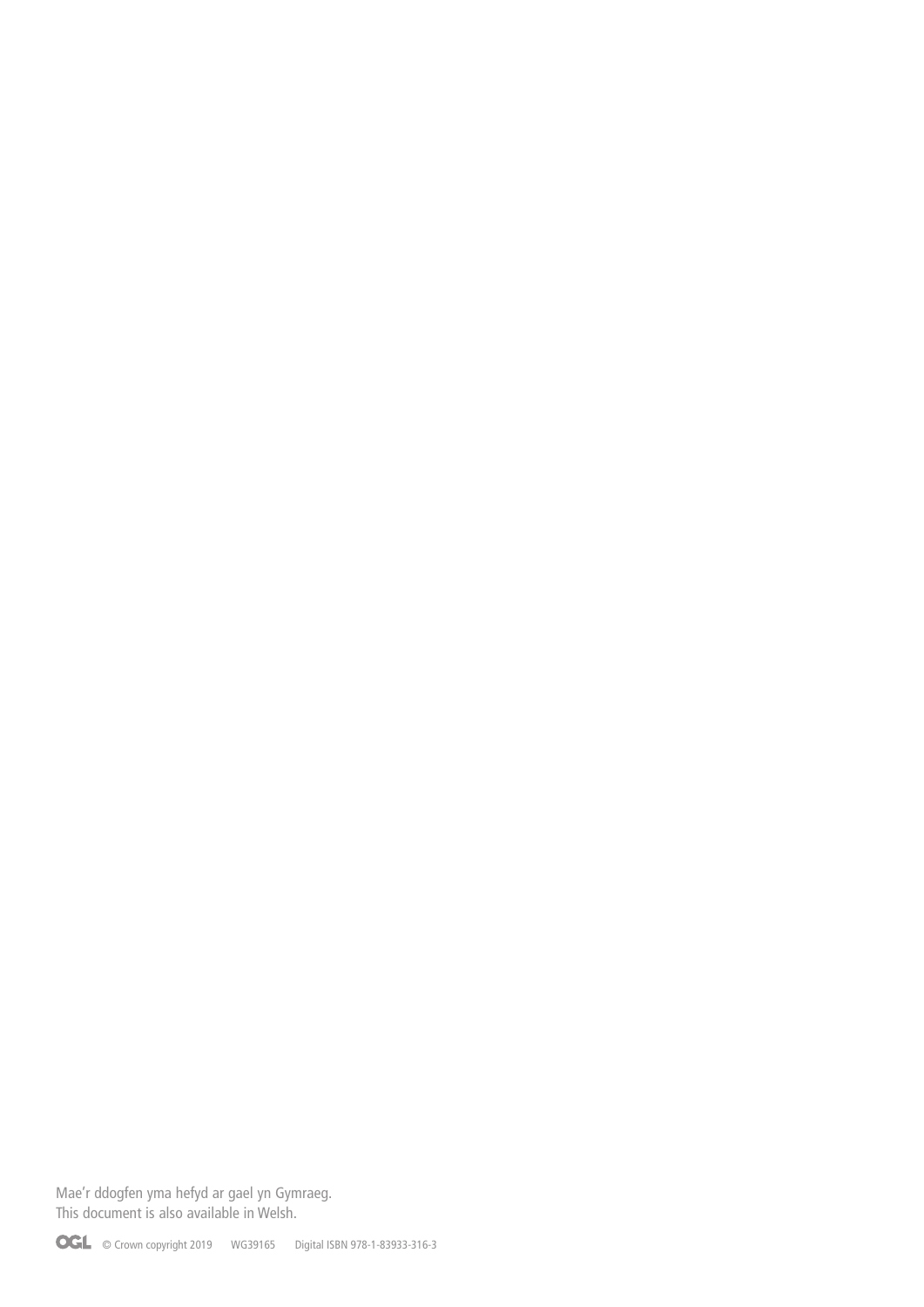Mae'r ddogfen yma hefyd ar gael yn Gymraeg.
This document is also available in Welsh.

OGL © Crown copyright 2019 WG39165 Digital ISBN 978-1-83933-316-3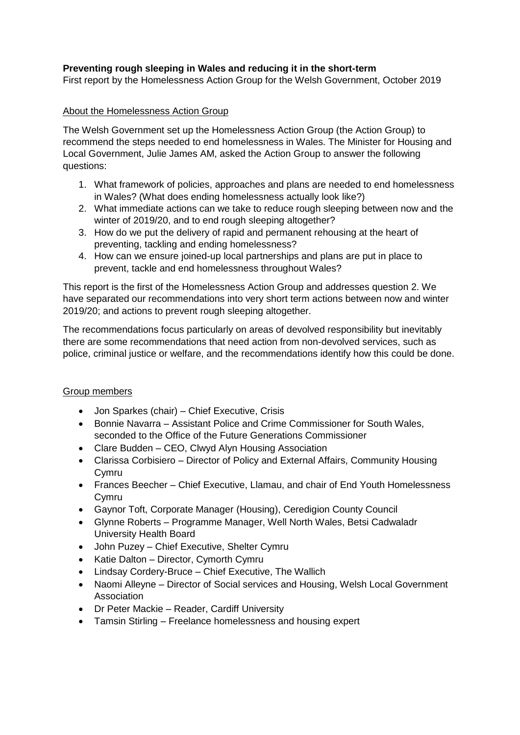**Preventing rough sleeping in Wales and reducing it in the short-term**

First report by the Homelessness Action Group for the Welsh Government, October 2019

## About the Homelessness Action Group

The Welsh Government set up the Homelessness Action Group (the Action Group) to recommend the steps needed to end homelessness in Wales. The Minister for Housing and Local Government, Julie James AM, asked the Action Group to answer the following questions:

1. What framework of policies, approaches and plans are needed to end homelessness in Wales? (What does ending homelessness actually look like?)
2. What immediate actions can we take to reduce rough sleeping between now and the winter of 2019/20, and to end rough sleeping altogether?
3. How do we put the delivery of rapid and permanent rehousing at the heart of preventing, tackling and ending homelessness?
4. How can we ensure joined-up local partnerships and plans are put in place to prevent, tackle and end homelessness throughout Wales?

This report is the first of the Homelessness Action Group and addresses question 2. We have separated our recommendations into very short term actions between now and winter 2019/20; and actions to prevent rough sleeping altogether.

The recommendations focus particularly on areas of devolved responsibility but inevitably there are some recommendations that need action from non-devolved services, such as police, criminal justice or welfare, and the recommendations identify how this could be done.

## Group members

- Jon Sparkes (chair) – Chief Executive, Crisis
- Bonnie Navarra – Assistant Police and Crime Commissioner for South Wales, seconded to the Office of the Future Generations Commissioner
- Clare Budden – CEO, Clwyd Alyn Housing Association
- Clarissa Corbisiero – Director of Policy and External Affairs, Community Housing Cymru
- Frances Beecher – Chief Executive, Llamau, and chair of End Youth Homelessness Cymru
- Gaynor Toft, Corporate Manager (Housing), Ceredigion County Council
- Glynne Roberts – Programme Manager, Well North Wales, Betsi Cadwaladr University Health Board
- John Puzey – Chief Executive, Shelter Cymru
- Katie Dalton – Director, Cymorth Cymru
- Lindsay Cordery-Bruce – Chief Executive, The Wallich
- Naomi Alleyne – Director of Social services and Housing, Welsh Local Government Association
- Dr Peter Mackie – Reader, Cardiff University
- Tamsin Stirling – Freelance homelessness and housing expert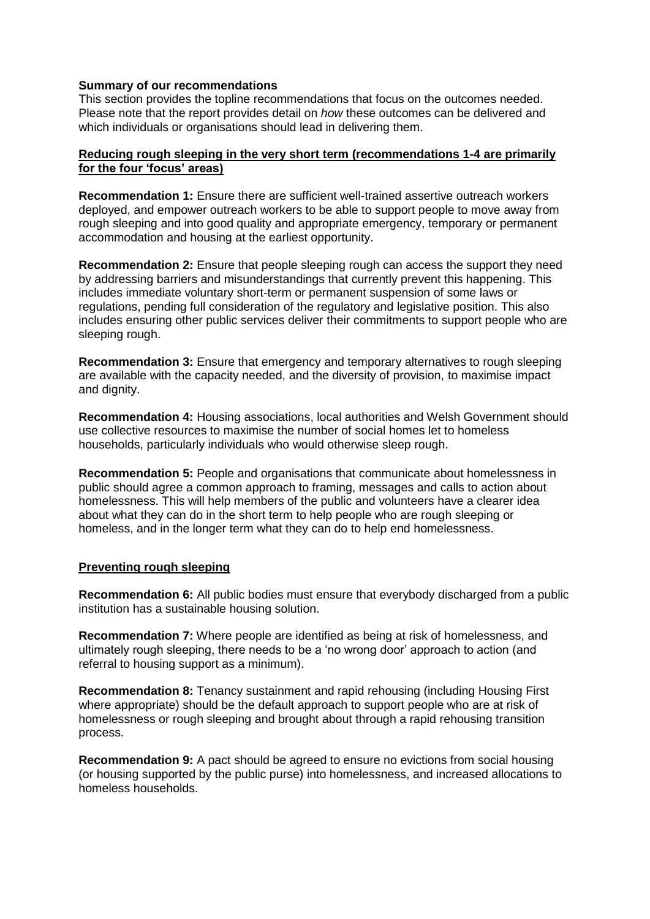**Summary of our recommendations**

This section provides the topline recommendations that focus on the outcomes needed. Please note that the report provides detail on *how* these outcomes can be delivered and which individuals or organisations should lead in delivering them.

**Reducing rough sleeping in the very short term (recommendations 1-4 are primarily for the four 'focus' areas)**

**Recommendation 1:** Ensure there are sufficient well-trained assertive outreach workers deployed, and empower outreach workers to be able to support people to move away from rough sleeping and into good quality and appropriate emergency, temporary or permanent accommodation and housing at the earliest opportunity.

**Recommendation 2:** Ensure that people sleeping rough can access the support they need by addressing barriers and misunderstandings that currently prevent this happening. This includes immediate voluntary short-term or permanent suspension of some laws or regulations, pending full consideration of the regulatory and legislative position. This also includes ensuring other public services deliver their commitments to support people who are sleeping rough.

**Recommendation 3:** Ensure that emergency and temporary alternatives to rough sleeping are available with the capacity needed, and the diversity of provision, to maximise impact and dignity.

**Recommendation 4:** Housing associations, local authorities and Welsh Government should use collective resources to maximise the number of social homes let to homeless households, particularly individuals who would otherwise sleep rough.

**Recommendation 5:** People and organisations that communicate about homelessness in public should agree a common approach to framing, messages and calls to action about homelessness. This will help members of the public and volunteers have a clearer idea about what they can do in the short term to help people who are rough sleeping or homeless, and in the longer term what they can do to help end homelessness.

**Preventing rough sleeping**

**Recommendation 6:** All public bodies must ensure that everybody discharged from a public institution has a sustainable housing solution.

**Recommendation 7:** Where people are identified as being at risk of homelessness, and ultimately rough sleeping, there needs to be a 'no wrong door' approach to action (and referral to housing support as a minimum).

**Recommendation 8:** Tenancy sustainment and rapid rehousing (including Housing First where appropriate) should be the default approach to support people who are at risk of homelessness or rough sleeping and brought about through a rapid rehousing transition process.

**Recommendation 9:** A pact should be agreed to ensure no evictions from social housing (or housing supported by the public purse) into homelessness, and increased allocations to homeless households.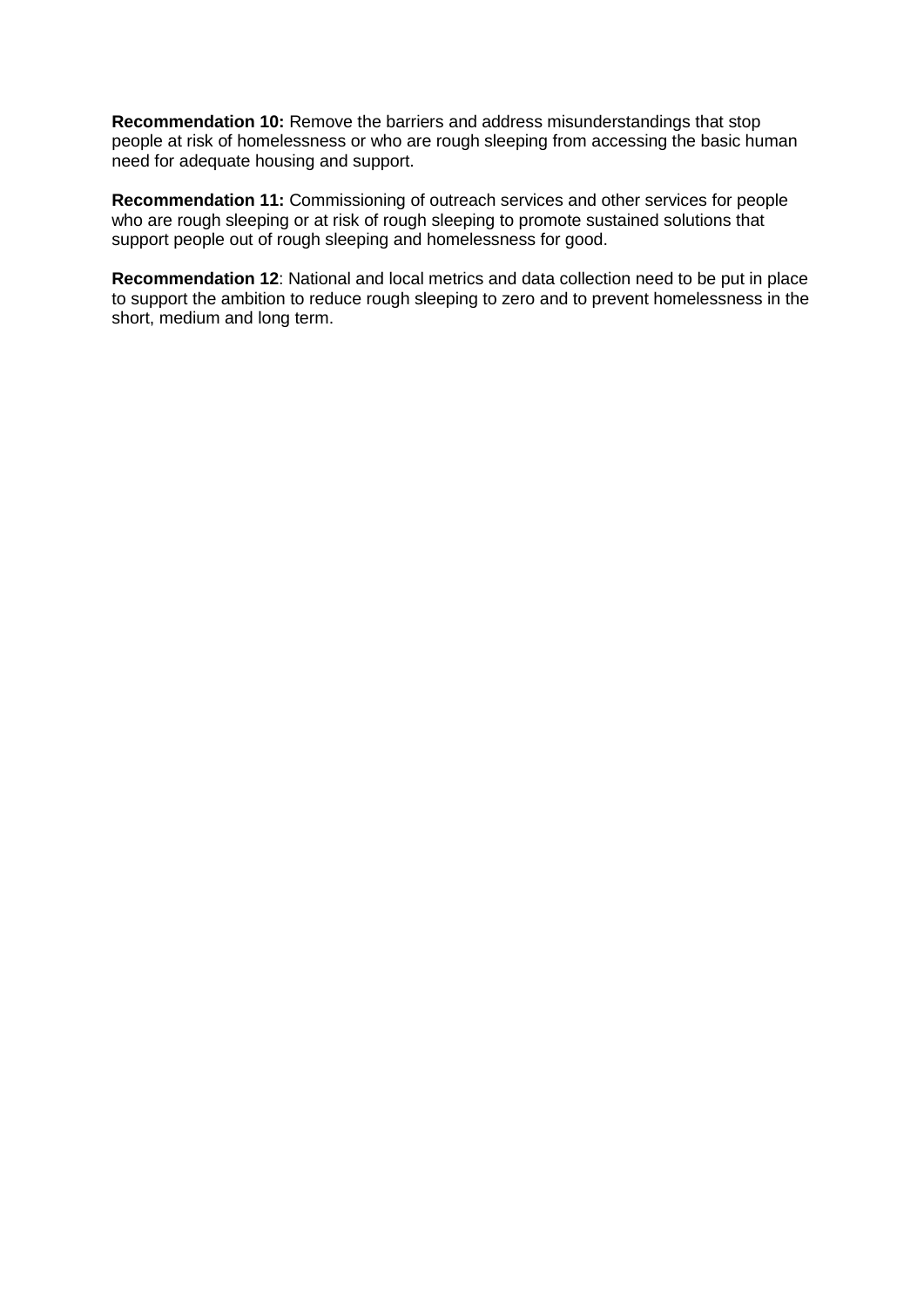**Recommendation 10:** Remove the barriers and address misunderstandings that stop people at risk of homelessness or who are rough sleeping from accessing the basic human need for adequate housing and support.

**Recommendation 11:** Commissioning of outreach services and other services for people who are rough sleeping or at risk of rough sleeping to promote sustained solutions that support people out of rough sleeping and homelessness for good.

**Recommendation 12**: National and local metrics and data collection need to be put in place to support the ambition to reduce rough sleeping to zero and to prevent homelessness in the short, medium and long term.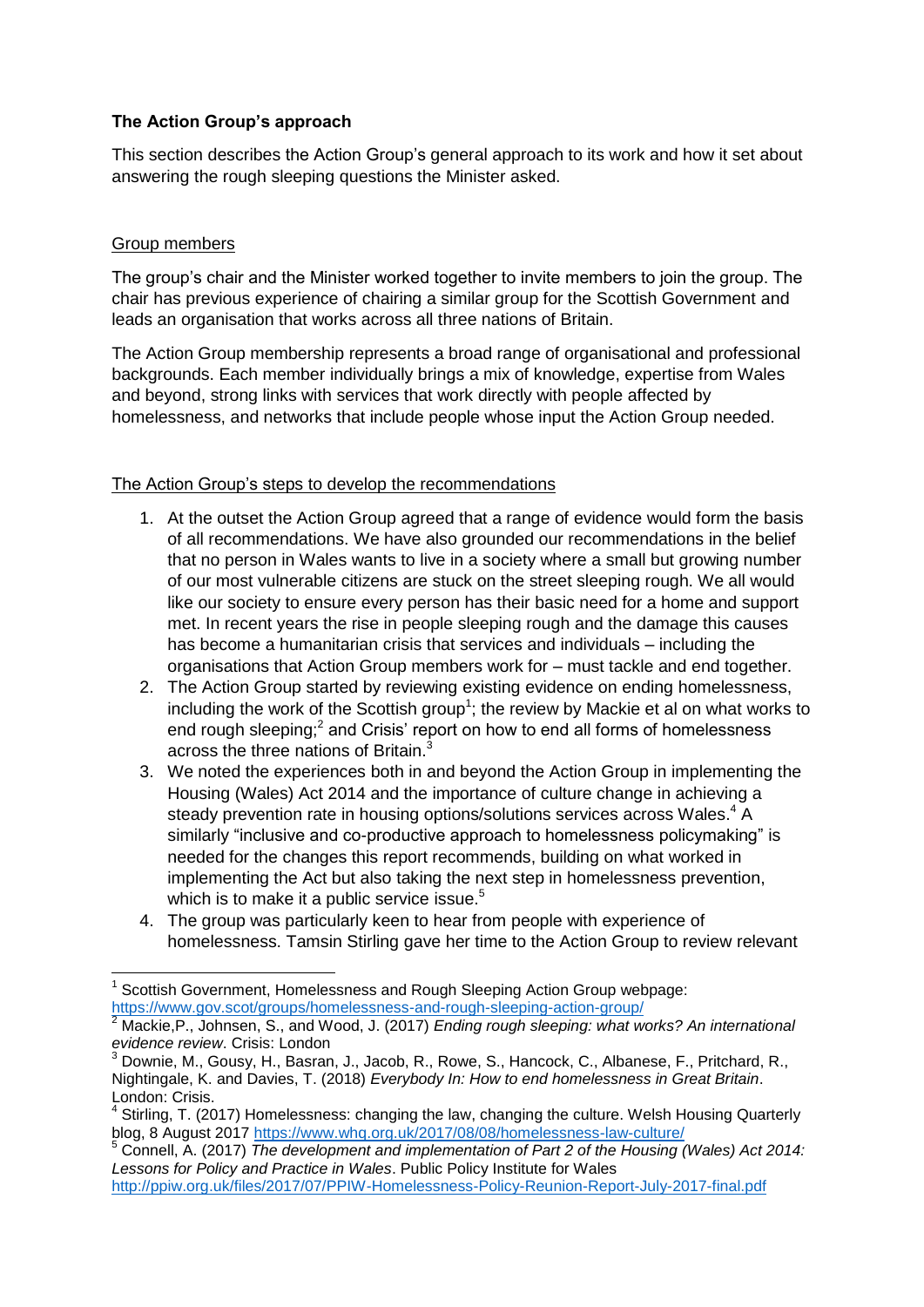**The Action Group's approach**

This section describes the Action Group's general approach to its work and how it set about answering the rough sleeping questions the Minister asked.

Group members

The group's chair and the Minister worked together to invite members to join the group. The chair has previous experience of chairing a similar group for the Scottish Government and leads an organisation that works across all three nations of Britain.

The Action Group membership represents a broad range of organisational and professional backgrounds. Each member individually brings a mix of knowledge, expertise from Wales and beyond, strong links with services that work directly with people affected by homelessness, and networks that include people whose input the Action Group needed.

The Action Group's steps to develop the recommendations

1. At the outset the Action Group agreed that a range of evidence would form the basis of all recommendations. We have also grounded our recommendations in the belief that no person in Wales wants to live in a society where a small but growing number of our most vulnerable citizens are stuck on the street sleeping rough. We all would like our society to ensure every person has their basic need for a home and support met. In recent years the rise in people sleeping rough and the damage this causes has become a humanitarian crisis that services and individuals – including the organisations that Action Group members work for – must tackle and end together.
2. The Action Group started by reviewing existing evidence on ending homelessness, including the work of the Scottish group[1]; the review by Mackie et al on what works to end rough sleeping;[2] and Crisis' report on how to end all forms of homelessness across the three nations of Britain.[3]
3. We noted the experiences both in and beyond the Action Group in implementing the Housing (Wales) Act 2014 and the importance of culture change in achieving a steady prevention rate in housing options/solutions services across Wales.[4] A similarly "inclusive and co-productive approach to homelessness policymaking" is needed for the changes this report recommends, building on what worked in implementing the Act but also taking the next step in homelessness prevention, which is to make it a public service issue.[5]
4. The group was particularly keen to hear from people with experience of homelessness. Tamsin Stirling gave her time to the Action Group to review relevant

---

[1] Scottish Government, Homelessness and Rough Sleeping Action Group webpage: https://www.gov.scot/groups/homelessness-and-rough-sleeping-action-group/

[2] Mackie,P., Johnsen, S., and Wood, J. (2017) *Ending rough sleeping: what works? An international evidence review*. Crisis: London

[3] Downie, M., Gousy, H., Basran, J., Jacob, R., Rowe, S., Hancock, C., Albanese, F., Pritchard, R., Nightingale, K. and Davies, T. (2018) *Everybody In: How to end homelessness in Great Britain*. London: Crisis.

[4] Stirling, T. (2017) Homelessness: changing the law, changing the culture. Welsh Housing Quarterly blog, 8 August 2017 https://www.whq.org.uk/2017/08/08/homelessness-law-culture/

[5] Connell, A. (2017) *The development and implementation of Part 2 of the Housing (Wales) Act 2014: Lessons for Policy and Practice in Wales*. Public Policy Institute for Wales http://ppiw.org.uk/files/2017/07/PPIW-Homelessness-Policy-Reunion-Report-July-2017-final.pdf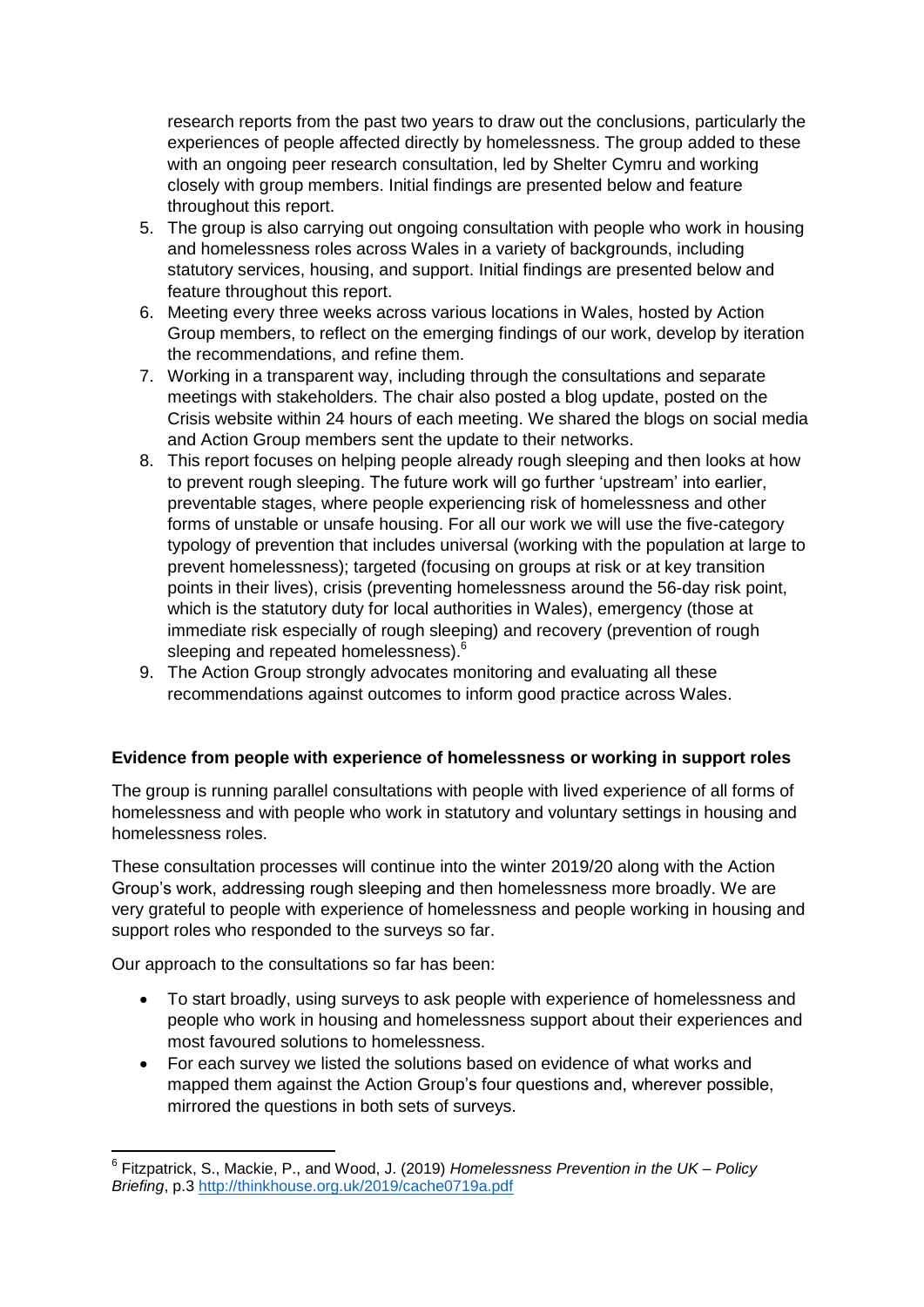research reports from the past two years to draw out the conclusions, particularly the experiences of people affected directly by homelessness. The group added to these with an ongoing peer research consultation, led by Shelter Cymru and working closely with group members. Initial findings are presented below and feature throughout this report.

5. The group is also carrying out ongoing consultation with people who work in housing and homelessness roles across Wales in a variety of backgrounds, including statutory services, housing, and support. Initial findings are presented below and feature throughout this report.
6. Meeting every three weeks across various locations in Wales, hosted by Action Group members, to reflect on the emerging findings of our work, develop by iteration the recommendations, and refine them.
7. Working in a transparent way, including through the consultations and separate meetings with stakeholders. The chair also posted a blog update, posted on the Crisis website within 24 hours of each meeting. We shared the blogs on social media and Action Group members sent the update to their networks.
8. This report focuses on helping people already rough sleeping and then looks at how to prevent rough sleeping. The future work will go further 'upstream' into earlier, preventable stages, where people experiencing risk of homelessness and other forms of unstable or unsafe housing. For all our work we will use the five-category typology of prevention that includes universal (working with the population at large to prevent homelessness); targeted (focusing on groups at risk or at key transition points in their lives), crisis (preventing homelessness around the 56-day risk point, which is the statutory duty for local authorities in Wales), emergency (those at immediate risk especially of rough sleeping) and recovery (prevention of rough sleeping and repeated homelessness).[6]
9. The Action Group strongly advocates monitoring and evaluating all these recommendations against outcomes to inform good practice across Wales.

**Evidence from people with experience of homelessness or working in support roles**

The group is running parallel consultations with people with lived experience of all forms of homelessness and with people who work in statutory and voluntary settings in housing and homelessness roles.

These consultation processes will continue into the winter 2019/20 along with the Action Group's work, addressing rough sleeping and then homelessness more broadly. We are very grateful to people with experience of homelessness and people working in housing and support roles who responded to the surveys so far.

Our approach to the consultations so far has been:

- To start broadly, using surveys to ask people with experience of homelessness and people who work in housing and homelessness support about their experiences and most favoured solutions to homelessness.
- For each survey we listed the solutions based on evidence of what works and mapped them against the Action Group's four questions and, wherever possible, mirrored the questions in both sets of surveys.

[6] Fitzpatrick, S., Mackie, P., and Wood, J. (2019) *Homelessness Prevention in the UK – Policy Briefing*, p.3 http://thinkhouse.org.uk/2019/cache0719a.pdf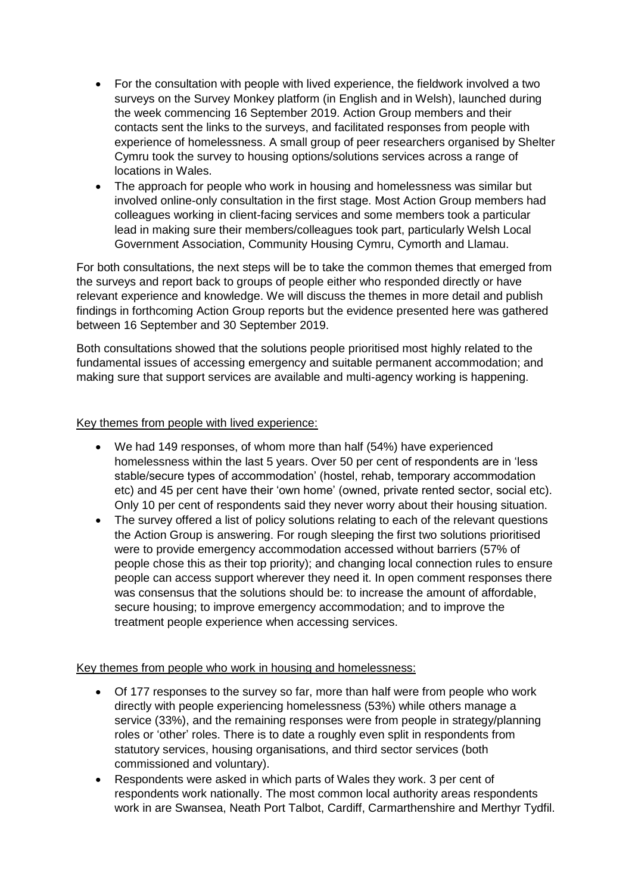- For the consultation with people with lived experience, the fieldwork involved a two surveys on the Survey Monkey platform (in English and in Welsh), launched during the week commencing 16 September 2019. Action Group members and their contacts sent the links to the surveys, and facilitated responses from people with experience of homelessness. A small group of peer researchers organised by Shelter Cymru took the survey to housing options/solutions services across a range of locations in Wales.
- The approach for people who work in housing and homelessness was similar but involved online-only consultation in the first stage. Most Action Group members had colleagues working in client-facing services and some members took a particular lead in making sure their members/colleagues took part, particularly Welsh Local Government Association, Community Housing Cymru, Cymorth and Llamau.

For both consultations, the next steps will be to take the common themes that emerged from the surveys and report back to groups of people either who responded directly or have relevant experience and knowledge. We will discuss the themes in more detail and publish findings in forthcoming Action Group reports but the evidence presented here was gathered between 16 September and 30 September 2019.

Both consultations showed that the solutions people prioritised most highly related to the fundamental issues of accessing emergency and suitable permanent accommodation; and making sure that support services are available and multi-agency working is happening.

<u>Key themes from people with lived experience:</u>

- We had 149 responses, of whom more than half (54%) have experienced homelessness within the last 5 years. Over 50 per cent of respondents are in 'less stable/secure types of accommodation' (hostel, rehab, temporary accommodation etc) and 45 per cent have their 'own home' (owned, private rented sector, social etc). Only 10 per cent of respondents said they never worry about their housing situation.
- The survey offered a list of policy solutions relating to each of the relevant questions the Action Group is answering. For rough sleeping the first two solutions prioritised were to provide emergency accommodation accessed without barriers (57% of people chose this as their top priority); and changing local connection rules to ensure people can access support wherever they need it. In open comment responses there was consensus that the solutions should be: to increase the amount of affordable, secure housing; to improve emergency accommodation; and to improve the treatment people experience when accessing services.

<u>Key themes from people who work in housing and homelessness:</u>

- Of 177 responses to the survey so far, more than half were from people who work directly with people experiencing homelessness (53%) while others manage a service (33%), and the remaining responses were from people in strategy/planning roles or 'other' roles. There is to date a roughly even split in respondents from statutory services, housing organisations, and third sector services (both commissioned and voluntary).
- Respondents were asked in which parts of Wales they work. 3 per cent of respondents work nationally. The most common local authority areas respondents work in are Swansea, Neath Port Talbot, Cardiff, Carmarthenshire and Merthyr Tydfil.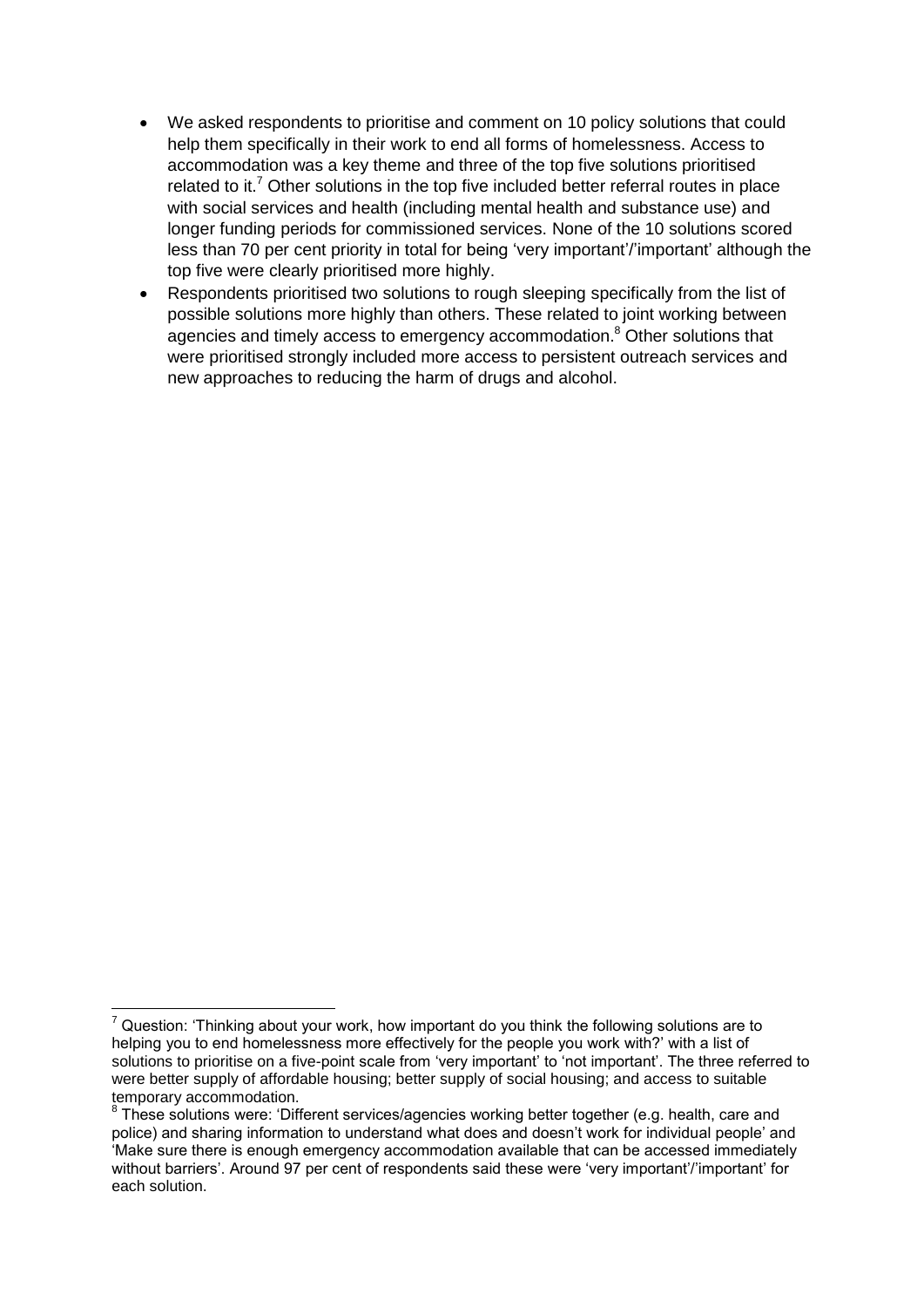- We asked respondents to prioritise and comment on 10 policy solutions that could help them specifically in their work to end all forms of homelessness. Access to accommodation was a key theme and three of the top five solutions prioritised related to it.[7] Other solutions in the top five included better referral routes in place with social services and health (including mental health and substance use) and longer funding periods for commissioned services. None of the 10 solutions scored less than 70 per cent priority in total for being 'very important'/'important' although the top five were clearly prioritised more highly.
- Respondents prioritised two solutions to rough sleeping specifically from the list of possible solutions more highly than others. These related to joint working between agencies and timely access to emergency accommodation.[8] Other solutions that were prioritised strongly included more access to persistent outreach services and new approaches to reducing the harm of drugs and alcohol.

---

[7] Question: 'Thinking about your work, how important do you think the following solutions are to helping you to end homelessness more effectively for the people you work with?' with a list of solutions to prioritise on a five-point scale from 'very important' to 'not important'. The three referred to were better supply of affordable housing; better supply of social housing; and access to suitable temporary accommodation.

[8] These solutions were: 'Different services/agencies working better together (e.g. health, care and police) and sharing information to understand what does and doesn't work for individual people' and 'Make sure there is enough emergency accommodation available that can be accessed immediately without barriers'. Around 97 per cent of respondents said these were 'very important'/'important' for each solution.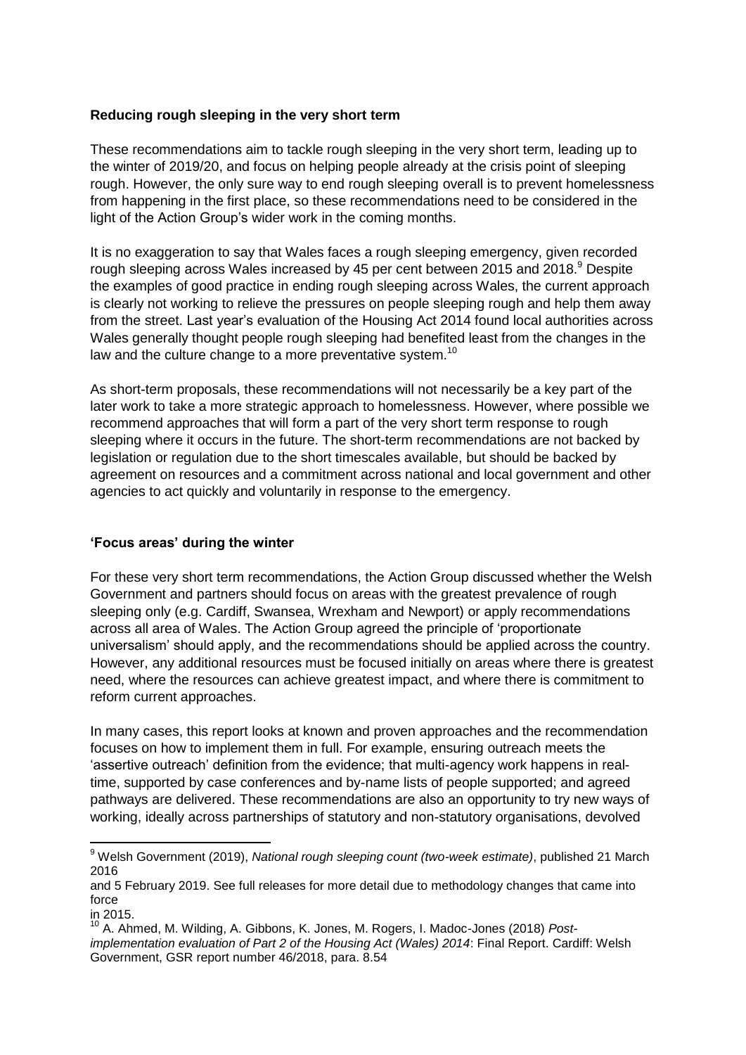**Reducing rough sleeping in the very short term**

These recommendations aim to tackle rough sleeping in the very short term, leading up to the winter of 2019/20, and focus on helping people already at the crisis point of sleeping rough. However, the only sure way to end rough sleeping overall is to prevent homelessness from happening in the first place, so these recommendations need to be considered in the light of the Action Group's wider work in the coming months.

It is no exaggeration to say that Wales faces a rough sleeping emergency, given recorded rough sleeping across Wales increased by 45 per cent between 2015 and 2018.[9] Despite the examples of good practice in ending rough sleeping across Wales, the current approach is clearly not working to relieve the pressures on people sleeping rough and help them away from the street. Last year's evaluation of the Housing Act 2014 found local authorities across Wales generally thought people rough sleeping had benefited least from the changes in the law and the culture change to a more preventative system.[10]

As short-term proposals, these recommendations will not necessarily be a key part of the later work to take a more strategic approach to homelessness. However, where possible we recommend approaches that will form a part of the very short term response to rough sleeping where it occurs in the future. The short-term recommendations are not backed by legislation or regulation due to the short timescales available, but should be backed by agreement on resources and a commitment across national and local government and other agencies to act quickly and voluntarily in response to the emergency.

**'Focus areas' during the winter**

For these very short term recommendations, the Action Group discussed whether the Welsh Government and partners should focus on areas with the greatest prevalence of rough sleeping only (e.g. Cardiff, Swansea, Wrexham and Newport) or apply recommendations across all area of Wales. The Action Group agreed the principle of 'proportionate universalism' should apply, and the recommendations should be applied across the country. However, any additional resources must be focused initially on areas where there is greatest need, where the resources can achieve greatest impact, and where there is commitment to reform current approaches.

In many cases, this report looks at known and proven approaches and the recommendation focuses on how to implement them in full. For example, ensuring outreach meets the 'assertive outreach' definition from the evidence; that multi-agency work happens in real-time, supported by case conferences and by-name lists of people supported; and agreed pathways are delivered. These recommendations are also an opportunity to try new ways of working, ideally across partnerships of statutory and non-statutory organisations, devolved

---

[9] Welsh Government (2019), *National rough sleeping count (two-week estimate)*, published 21 March 2016 and 5 February 2019. See full releases for more detail due to methodology changes that came into force in 2015.

[10] A. Ahmed, M. Wilding, A. Gibbons, K. Jones, M. Rogers, I. Madoc-Jones (2018) *Post-implementation evaluation of Part 2 of the Housing Act (Wales) 2014*: Final Report. Cardiff: Welsh Government, GSR report number 46/2018, para. 8.54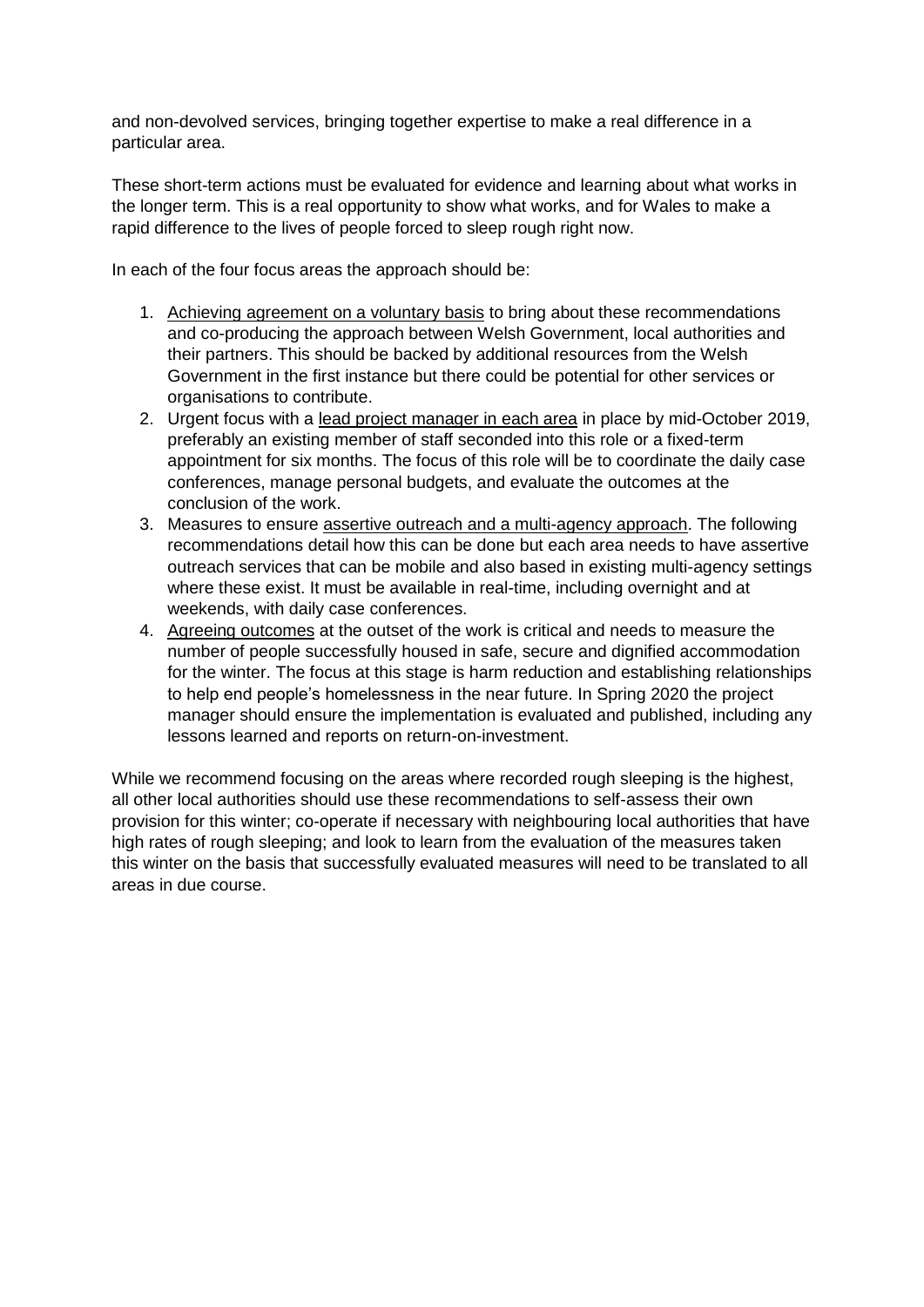and non-devolved services, bringing together expertise to make a real difference in a particular area.

These short-term actions must be evaluated for evidence and learning about what works in the longer term. This is a real opportunity to show what works, and for Wales to make a rapid difference to the lives of people forced to sleep rough right now.

In each of the four focus areas the approach should be:

1. Achieving agreement on a voluntary basis to bring about these recommendations and co-producing the approach between Welsh Government, local authorities and their partners. This should be backed by additional resources from the Welsh Government in the first instance but there could be potential for other services or organisations to contribute.
2. Urgent focus with a lead project manager in each area in place by mid-October 2019, preferably an existing member of staff seconded into this role or a fixed-term appointment for six months. The focus of this role will be to coordinate the daily case conferences, manage personal budgets, and evaluate the outcomes at the conclusion of the work.
3. Measures to ensure assertive outreach and a multi-agency approach. The following recommendations detail how this can be done but each area needs to have assertive outreach services that can be mobile and also based in existing multi-agency settings where these exist. It must be available in real-time, including overnight and at weekends, with daily case conferences.
4. Agreeing outcomes at the outset of the work is critical and needs to measure the number of people successfully housed in safe, secure and dignified accommodation for the winter. The focus at this stage is harm reduction and establishing relationships to help end people's homelessness in the near future. In Spring 2020 the project manager should ensure the implementation is evaluated and published, including any lessons learned and reports on return-on-investment.

While we recommend focusing on the areas where recorded rough sleeping is the highest, all other local authorities should use these recommendations to self-assess their own provision for this winter; co-operate if necessary with neighbouring local authorities that have high rates of rough sleeping; and look to learn from the evaluation of the measures taken this winter on the basis that successfully evaluated measures will need to be translated to all areas in due course.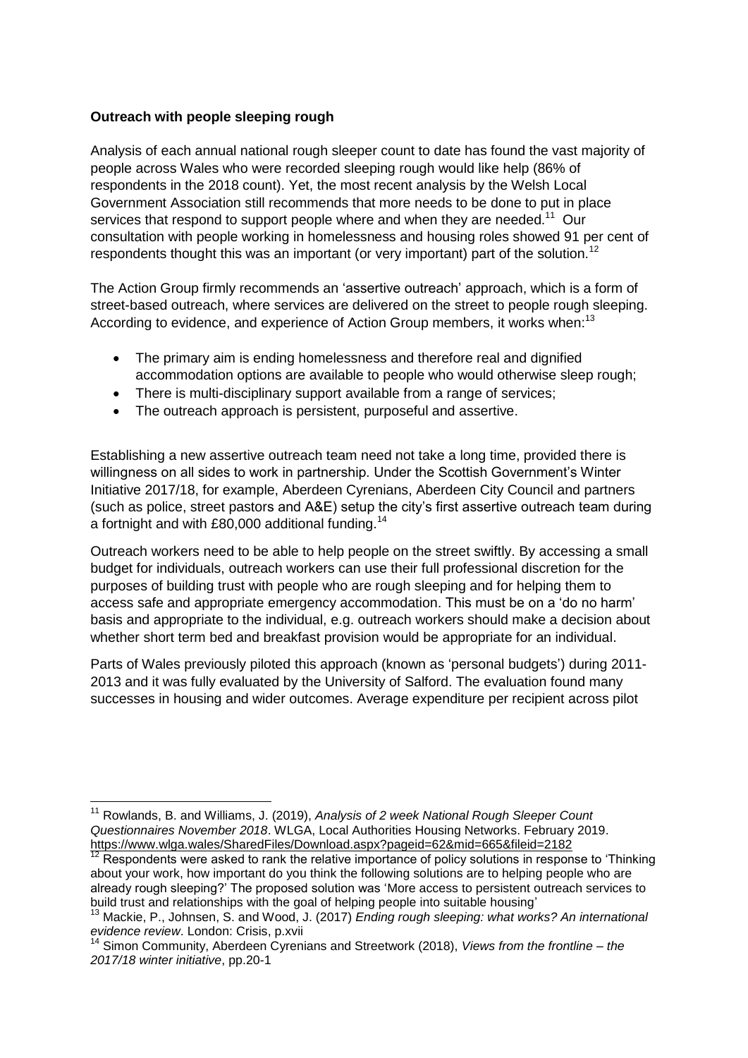**Outreach with people sleeping rough**

Analysis of each annual national rough sleeper count to date has found the vast majority of people across Wales who were recorded sleeping rough would like help (86% of respondents in the 2018 count). Yet, the most recent analysis by the Welsh Local Government Association still recommends that more needs to be done to put in place services that respond to support people where and when they are needed.[11] Our consultation with people working in homelessness and housing roles showed 91 per cent of respondents thought this was an important (or very important) part of the solution.[12]

The Action Group firmly recommends an 'assertive outreach' approach, which is a form of street-based outreach, where services are delivered on the street to people rough sleeping. According to evidence, and experience of Action Group members, it works when:[13]

- The primary aim is ending homelessness and therefore real and dignified accommodation options are available to people who would otherwise sleep rough;
- There is multi-disciplinary support available from a range of services;
- The outreach approach is persistent, purposeful and assertive.

Establishing a new assertive outreach team need not take a long time, provided there is willingness on all sides to work in partnership. Under the Scottish Government's Winter Initiative 2017/18, for example, Aberdeen Cyrenians, Aberdeen City Council and partners (such as police, street pastors and A&E) setup the city's first assertive outreach team during a fortnight and with £80,000 additional funding.[14]

Outreach workers need to be able to help people on the street swiftly. By accessing a small budget for individuals, outreach workers can use their full professional discretion for the purposes of building trust with people who are rough sleeping and for helping them to access safe and appropriate emergency accommodation. This must be on a 'do no harm' basis and appropriate to the individual, e.g. outreach workers should make a decision about whether short term bed and breakfast provision would be appropriate for an individual.

Parts of Wales previously piloted this approach (known as 'personal budgets') during 2011-2013 and it was fully evaluated by the University of Salford. The evaluation found many successes in housing and wider outcomes. Average expenditure per recipient across pilot

---

[11] Rowlands, B. and Williams, J. (2019), *Analysis of 2 week National Rough Sleeper Count Questionnaires November 2018*. WLGA, Local Authorities Housing Networks. February 2019. https://www.wlga.wales/SharedFiles/Download.aspx?pageid=62&mid=665&fileid=2182

[12] Respondents were asked to rank the relative importance of policy solutions in response to 'Thinking about your work, how important do you think the following solutions are to helping people who are already rough sleeping?' The proposed solution was 'More access to persistent outreach services to build trust and relationships with the goal of helping people into suitable housing'

[13] Mackie, P., Johnsen, S. and Wood, J. (2017) *Ending rough sleeping: what works? An international evidence review*. London: Crisis, p.xvii

[14] Simon Community, Aberdeen Cyrenians and Streetwork (2018), *Views from the frontline – the 2017/18 winter initiative*, pp.20-1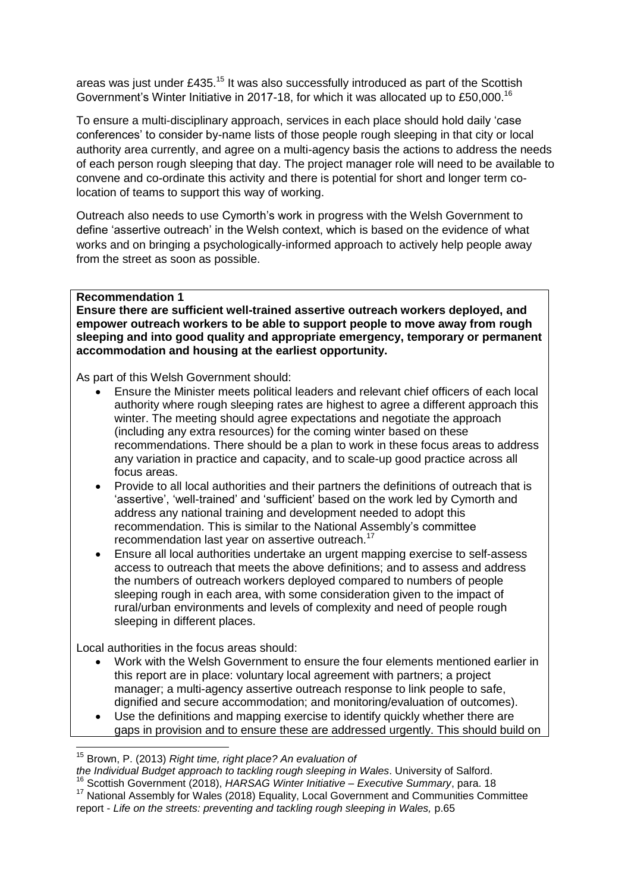areas was just under £435.[15] It was also successfully introduced as part of the Scottish Government's Winter Initiative in 2017-18, for which it was allocated up to £50,000.[16]

To ensure a multi-disciplinary approach, services in each place should hold daily 'case conferences' to consider by-name lists of those people rough sleeping in that city or local authority area currently, and agree on a multi-agency basis the actions to address the needs of each person rough sleeping that day. The project manager role will need to be available to convene and co-ordinate this activity and there is potential for short and longer term co-location of teams to support this way of working.

Outreach also needs to use Cymorth's work in progress with the Welsh Government to define 'assertive outreach' in the Welsh context, which is based on the evidence of what works and on bringing a psychologically-informed approach to actively help people away from the street as soon as possible.

**Recommendation 1**

**Ensure there are sufficient well-trained assertive outreach workers deployed, and empower outreach workers to be able to support people to move away from rough sleeping and into good quality and appropriate emergency, temporary or permanent accommodation and housing at the earliest opportunity.**

As part of this Welsh Government should:

- Ensure the Minister meets political leaders and relevant chief officers of each local authority where rough sleeping rates are highest to agree a different approach this winter. The meeting should agree expectations and negotiate the approach (including any extra resources) for the coming winter based on these recommendations. There should be a plan to work in these focus areas to address any variation in practice and capacity, and to scale-up good practice across all focus areas.
- Provide to all local authorities and their partners the definitions of outreach that is 'assertive', 'well-trained' and 'sufficient' based on the work led by Cymorth and address any national training and development needed to adopt this recommendation. This is similar to the National Assembly's committee recommendation last year on assertive outreach.[17]
- Ensure all local authorities undertake an urgent mapping exercise to self-assess access to outreach that meets the above definitions; and to assess and address the numbers of outreach workers deployed compared to numbers of people sleeping rough in each area, with some consideration given to the impact of rural/urban environments and levels of complexity and need of people rough sleeping in different places.

Local authorities in the focus areas should:

- Work with the Welsh Government to ensure the four elements mentioned earlier in this report are in place: voluntary local agreement with partners; a project manager; a multi-agency assertive outreach response to link people to safe, dignified and secure accommodation; and monitoring/evaluation of outcomes).
- Use the definitions and mapping exercise to identify quickly whether there are gaps in provision and to ensure these are addressed urgently. This should build on

---

[15] Brown, P. (2013) *Right time, right place? An evaluation of the Individual Budget approach to tackling rough sleeping in Wales*. University of Salford.

[16] Scottish Government (2018), *HARSAG Winter Initiative – Executive Summary*, para. 18

[17] National Assembly for Wales (2018) Equality, Local Government and Communities Committee report - *Life on the streets: preventing and tackling rough sleeping in Wales,* p.65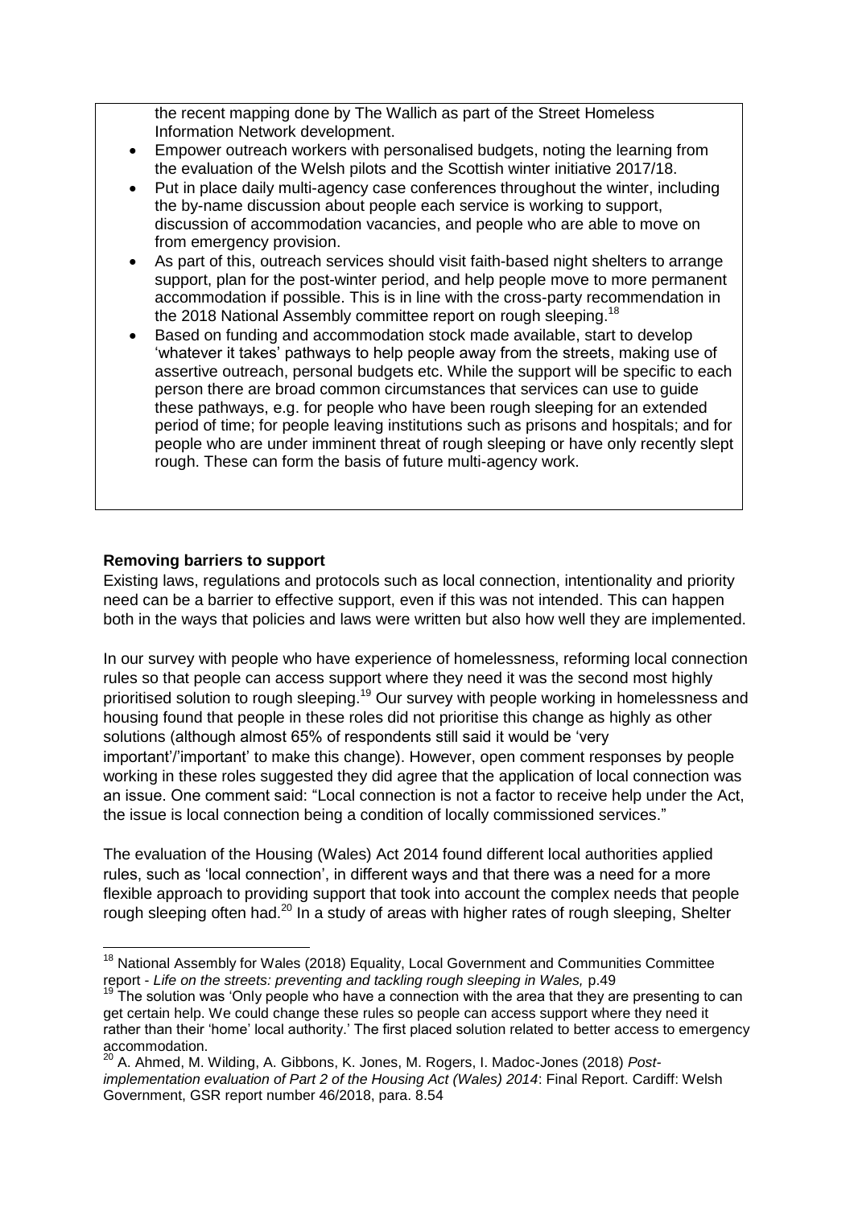the recent mapping done by The Wallich as part of the Street Homeless Information Network development.

- Empower outreach workers with personalised budgets, noting the learning from the evaluation of the Welsh pilots and the Scottish winter initiative 2017/18.
- Put in place daily multi-agency case conferences throughout the winter, including the by-name discussion about people each service is working to support, discussion of accommodation vacancies, and people who are able to move on from emergency provision.
- As part of this, outreach services should visit faith-based night shelters to arrange support, plan for the post-winter period, and help people move to more permanent accommodation if possible. This is in line with the cross-party recommendation in the 2018 National Assembly committee report on rough sleeping.[18]
- Based on funding and accommodation stock made available, start to develop 'whatever it takes' pathways to help people away from the streets, making use of assertive outreach, personal budgets etc. While the support will be specific to each person there are broad common circumstances that services can use to guide these pathways, e.g. for people who have been rough sleeping for an extended period of time; for people leaving institutions such as prisons and hospitals; and for people who are under imminent threat of rough sleeping or have only recently slept rough. These can form the basis of future multi-agency work.

**Removing barriers to support**

Existing laws, regulations and protocols such as local connection, intentionality and priority need can be a barrier to effective support, even if this was not intended. This can happen both in the ways that policies and laws were written but also how well they are implemented.

In our survey with people who have experience of homelessness, reforming local connection rules so that people can access support where they need it was the second most highly prioritised solution to rough sleeping.[19] Our survey with people working in homelessness and housing found that people in these roles did not prioritise this change as highly as other solutions (although almost 65% of respondents still said it would be 'very important'/'important' to make this change). However, open comment responses by people working in these roles suggested they did agree that the application of local connection was an issue. One comment said: "Local connection is not a factor to receive help under the Act, the issue is local connection being a condition of locally commissioned services."

The evaluation of the Housing (Wales) Act 2014 found different local authorities applied rules, such as 'local connection', in different ways and that there was a need for a more flexible approach to providing support that took into account the complex needs that people rough sleeping often had.[20] In a study of areas with higher rates of rough sleeping, Shelter

---

[18] National Assembly for Wales (2018) Equality, Local Government and Communities Committee report - *Life on the streets: preventing and tackling rough sleeping in Wales,* p.49

[19] The solution was 'Only people who have a connection with the area that they are presenting to can get certain help. We could change these rules so people can access support where they need it rather than their 'home' local authority.' The first placed solution related to better access to emergency accommodation.

[20] A. Ahmed, M. Wilding, A. Gibbons, K. Jones, M. Rogers, I. Madoc-Jones (2018) *Post-implementation evaluation of Part 2 of the Housing Act (Wales) 2014*: Final Report. Cardiff: Welsh Government, GSR report number 46/2018, para. 8.54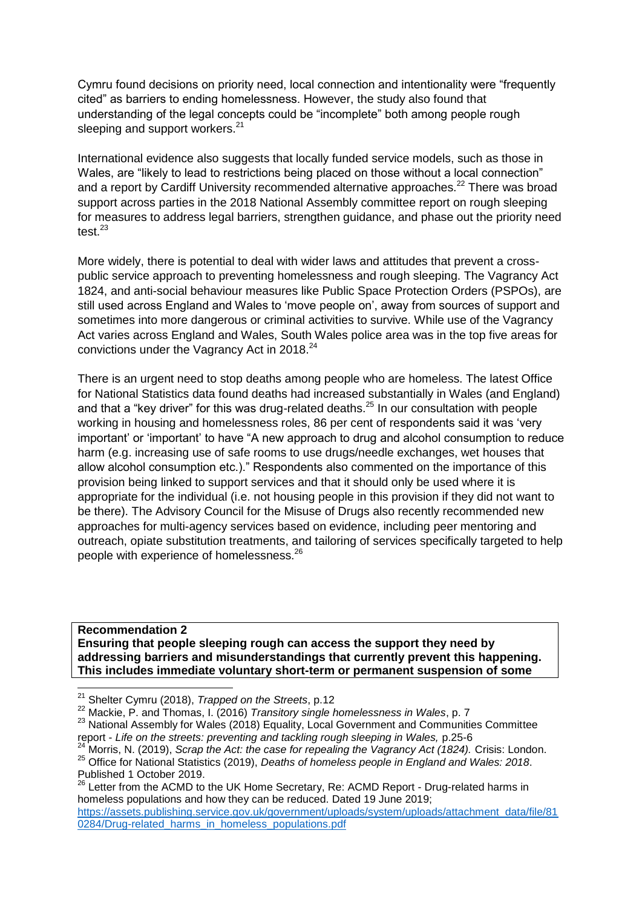Cymru found decisions on priority need, local connection and intentionality were "frequently cited" as barriers to ending homelessness. However, the study also found that understanding of the legal concepts could be "incomplete" both among people rough sleeping and support workers.[21]

International evidence also suggests that locally funded service models, such as those in Wales, are "likely to lead to restrictions being placed on those without a local connection" and a report by Cardiff University recommended alternative approaches.[22] There was broad support across parties in the 2018 National Assembly committee report on rough sleeping for measures to address legal barriers, strengthen guidance, and phase out the priority need test.[23]

More widely, there is potential to deal with wider laws and attitudes that prevent a cross-public service approach to preventing homelessness and rough sleeping. The Vagrancy Act 1824, and anti-social behaviour measures like Public Space Protection Orders (PSPOs), are still used across England and Wales to 'move people on', away from sources of support and sometimes into more dangerous or criminal activities to survive. While use of the Vagrancy Act varies across England and Wales, South Wales police area was in the top five areas for convictions under the Vagrancy Act in 2018.[24]

There is an urgent need to stop deaths among people who are homeless. The latest Office for National Statistics data found deaths had increased substantially in Wales (and England) and that a "key driver" for this was drug-related deaths.[25] In our consultation with people working in housing and homelessness roles, 86 per cent of respondents said it was 'very important' or 'important' to have "A new approach to drug and alcohol consumption to reduce harm (e.g. increasing use of safe rooms to use drugs/needle exchanges, wet houses that allow alcohol consumption etc.)." Respondents also commented on the importance of this provision being linked to support services and that it should only be used where it is appropriate for the individual (i.e. not housing people in this provision if they did not want to be there). The Advisory Council for the Misuse of Drugs also recently recommended new approaches for multi-agency services based on evidence, including peer mentoring and outreach, opiate substitution treatments, and tailoring of services specifically targeted to help people with experience of homelessness.[26]

**Recommendation 2**
**Ensuring that people sleeping rough can access the support they need by addressing barriers and misunderstandings that currently prevent this happening. This includes immediate voluntary short-term or permanent suspension of some**

---

[21] Shelter Cymru (2018), *Trapped on the Streets*, p.12

[22] Mackie, P. and Thomas, I. (2016) *Transitory single homelessness in Wales*, p. 7

[23] National Assembly for Wales (2018) Equality, Local Government and Communities Committee report - *Life on the streets: preventing and tackling rough sleeping in Wales,* p.25-6

[24] Morris, N. (2019), *Scrap the Act: the case for repealing the Vagrancy Act (1824).* Crisis: London.

[25] Office for National Statistics (2019), *Deaths of homeless people in England and Wales: 2018*. Published 1 October 2019.

[26] Letter from the ACMD to the UK Home Secretary, Re: ACMD Report - Drug-related harms in homeless populations and how they can be reduced. Dated 19 June 2019; https://assets.publishing.service.gov.uk/government/uploads/system/uploads/attachment_data/file/810284/Drug-related_harms_in_homeless_populations.pdf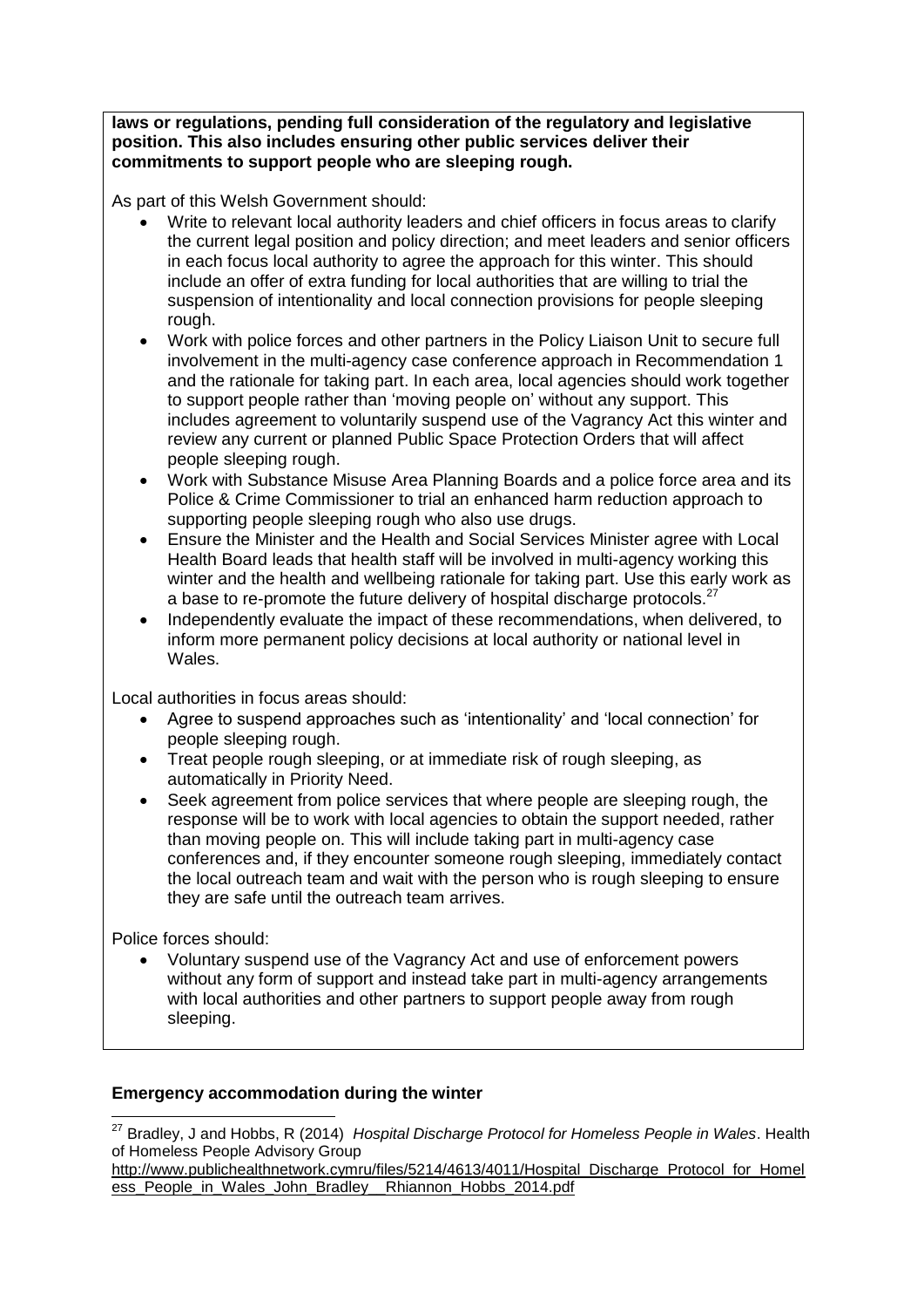**laws or regulations, pending full consideration of the regulatory and legislative position. This also includes ensuring other public services deliver their commitments to support people who are sleeping rough.**

As part of this Welsh Government should:

- Write to relevant local authority leaders and chief officers in focus areas to clarify the current legal position and policy direction; and meet leaders and senior officers in each focus local authority to agree the approach for this winter. This should include an offer of extra funding for local authorities that are willing to trial the suspension of intentionality and local connection provisions for people sleeping rough.
- Work with police forces and other partners in the Policy Liaison Unit to secure full involvement in the multi-agency case conference approach in Recommendation 1 and the rationale for taking part. In each area, local agencies should work together to support people rather than 'moving people on' without any support. This includes agreement to voluntarily suspend use of the Vagrancy Act this winter and review any current or planned Public Space Protection Orders that will affect people sleeping rough.
- Work with Substance Misuse Area Planning Boards and a police force area and its Police & Crime Commissioner to trial an enhanced harm reduction approach to supporting people sleeping rough who also use drugs.
- Ensure the Minister and the Health and Social Services Minister agree with Local Health Board leads that health staff will be involved in multi-agency working this winter and the health and wellbeing rationale for taking part. Use this early work as a base to re-promote the future delivery of hospital discharge protocols.[27]
- Independently evaluate the impact of these recommendations, when delivered, to inform more permanent policy decisions at local authority or national level in Wales.

Local authorities in focus areas should:

- Agree to suspend approaches such as 'intentionality' and 'local connection' for people sleeping rough.
- Treat people rough sleeping, or at immediate risk of rough sleeping, as automatically in Priority Need.
- Seek agreement from police services that where people are sleeping rough, the response will be to work with local agencies to obtain the support needed, rather than moving people on. This will include taking part in multi-agency case conferences and, if they encounter someone rough sleeping, immediately contact the local outreach team and wait with the person who is rough sleeping to ensure they are safe until the outreach team arrives.

Police forces should:

- Voluntary suspend use of the Vagrancy Act and use of enforcement powers without any form of support and instead take part in multi-agency arrangements with local authorities and other partners to support people away from rough sleeping.

**Emergency accommodation during the winter**

---

[27] Bradley, J and Hobbs, R (2014) *Hospital Discharge Protocol for Homeless People in Wales*. Health of Homeless People Advisory Group http://www.publichealthnetwork.cymru/files/5214/4613/4011/Hospital_Discharge_Protocol_for_Homeless_People_in_Wales_John_Bradley__Rhiannon_Hobbs_2014.pdf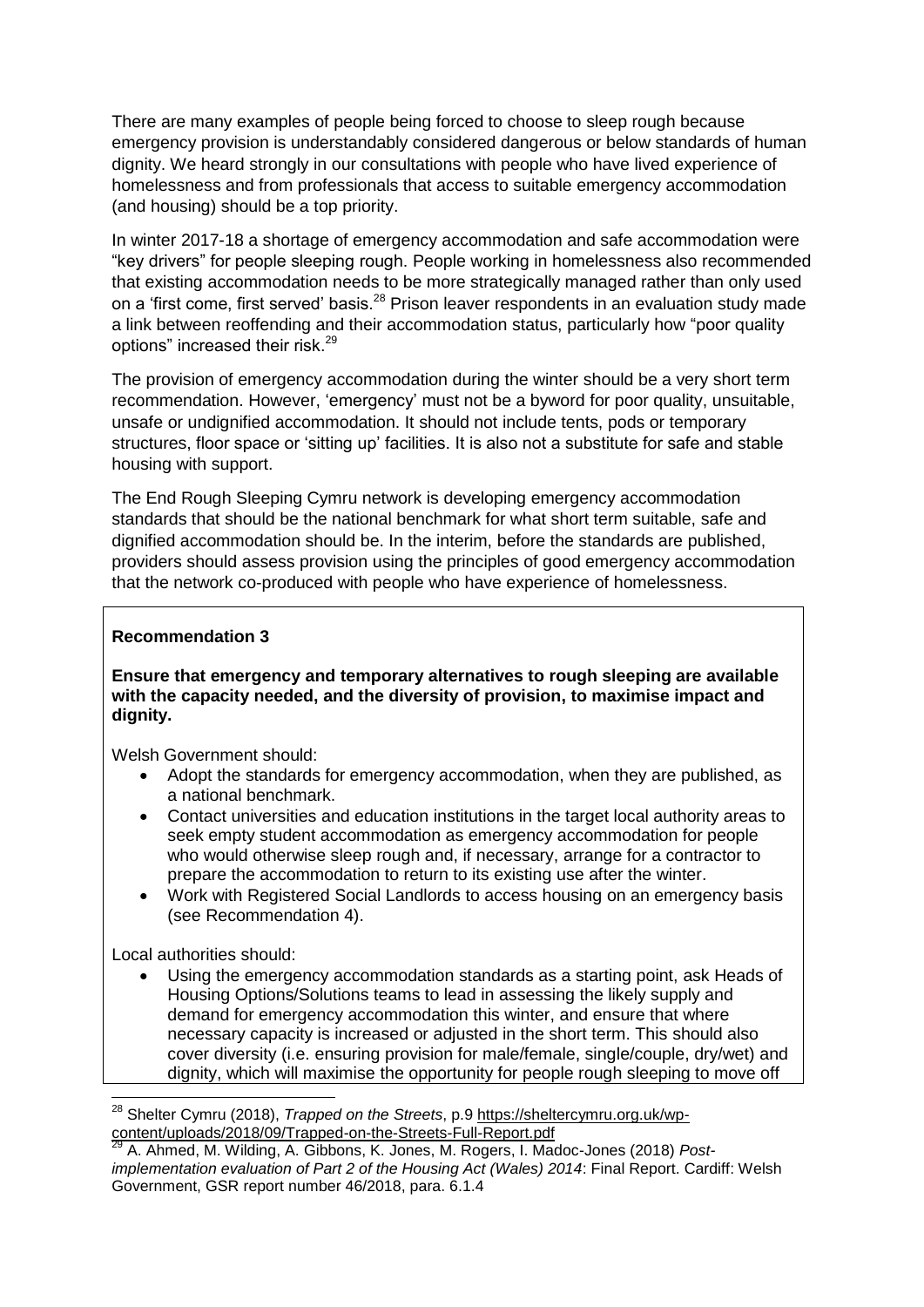There are many examples of people being forced to choose to sleep rough because emergency provision is understandably considered dangerous or below standards of human dignity. We heard strongly in our consultations with people who have lived experience of homelessness and from professionals that access to suitable emergency accommodation (and housing) should be a top priority.

In winter 2017-18 a shortage of emergency accommodation and safe accommodation were "key drivers" for people sleeping rough. People working in homelessness also recommended that existing accommodation needs to be more strategically managed rather than only used on a 'first come, first served' basis.[28] Prison leaver respondents in an evaluation study made a link between reoffending and their accommodation status, particularly how "poor quality options" increased their risk.[29]

The provision of emergency accommodation during the winter should be a very short term recommendation. However, 'emergency' must not be a byword for poor quality, unsuitable, unsafe or undignified accommodation. It should not include tents, pods or temporary structures, floor space or 'sitting up' facilities. It is also not a substitute for safe and stable housing with support.

The End Rough Sleeping Cymru network is developing emergency accommodation standards that should be the national benchmark for what short term suitable, safe and dignified accommodation should be. In the interim, before the standards are published, providers should assess provision using the principles of good emergency accommodation that the network co-produced with people who have experience of homelessness.

**Recommendation 3**

**Ensure that emergency and temporary alternatives to rough sleeping are available with the capacity needed, and the diversity of provision, to maximise impact and dignity.**

Welsh Government should:

- Adopt the standards for emergency accommodation, when they are published, as a national benchmark.
- Contact universities and education institutions in the target local authority areas to seek empty student accommodation as emergency accommodation for people who would otherwise sleep rough and, if necessary, arrange for a contractor to prepare the accommodation to return to its existing use after the winter.
- Work with Registered Social Landlords to access housing on an emergency basis (see Recommendation 4).

Local authorities should:

- Using the emergency accommodation standards as a starting point, ask Heads of Housing Options/Solutions teams to lead in assessing the likely supply and demand for emergency accommodation this winter, and ensure that where necessary capacity is increased or adjusted in the short term. This should also cover diversity (i.e. ensuring provision for male/female, single/couple, dry/wet) and dignity, which will maximise the opportunity for people rough sleeping to move off

[28] Shelter Cymru (2018), *Trapped on the Streets*, p.9 https://sheltercymru.org.uk/wp-content/uploads/2018/09/Trapped-on-the-Streets-Full-Report.pdf

[29] A. Ahmed, M. Wilding, A. Gibbons, K. Jones, M. Rogers, I. Madoc-Jones (2018) *Post-implementation evaluation of Part 2 of the Housing Act (Wales) 2014*: Final Report. Cardiff: Welsh Government, GSR report number 46/2018, para. 6.1.4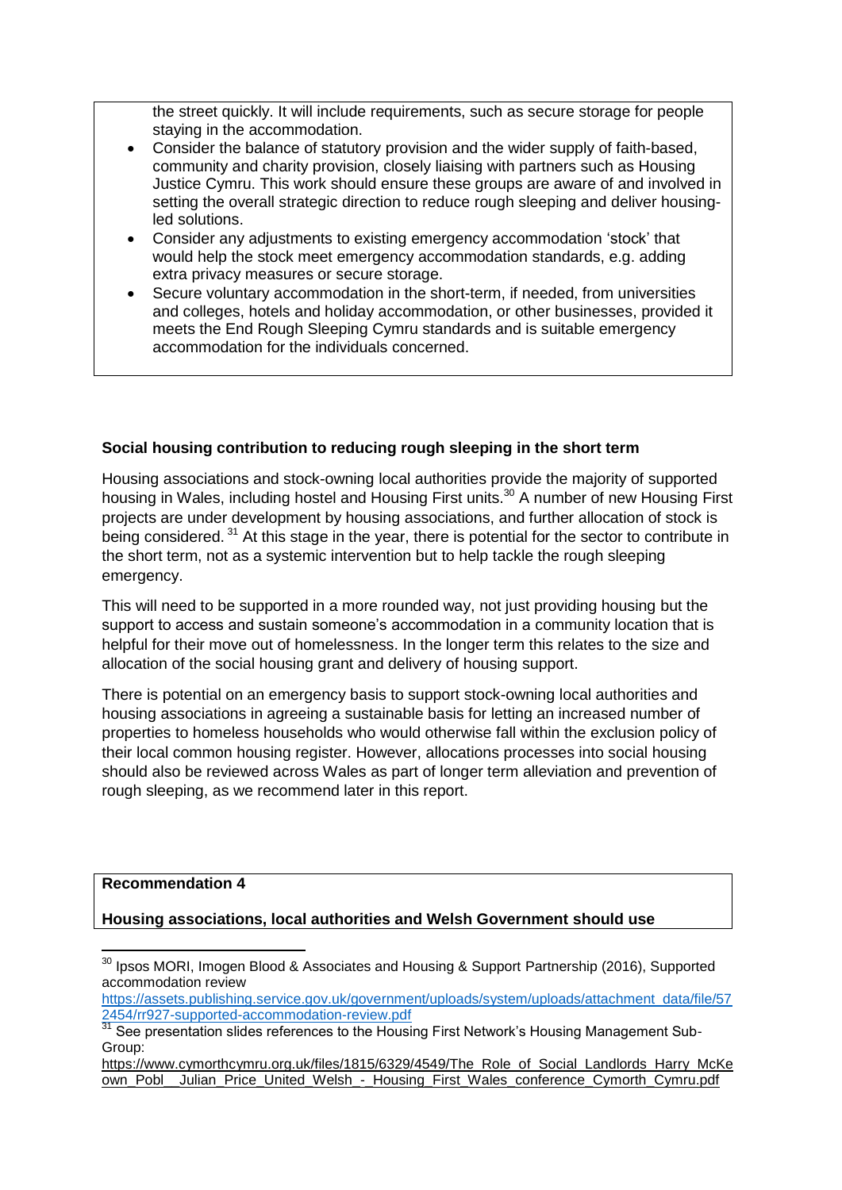the street quickly. It will include requirements, such as secure storage for people staying in the accommodation.

- Consider the balance of statutory provision and the wider supply of faith-based, community and charity provision, closely liaising with partners such as Housing Justice Cymru. This work should ensure these groups are aware of and involved in setting the overall strategic direction to reduce rough sleeping and deliver housing-led solutions.
- Consider any adjustments to existing emergency accommodation 'stock' that would help the stock meet emergency accommodation standards, e.g. adding extra privacy measures or secure storage.
- Secure voluntary accommodation in the short-term, if needed, from universities and colleges, hotels and holiday accommodation, or other businesses, provided it meets the End Rough Sleeping Cymru standards and is suitable emergency accommodation for the individuals concerned.

**Social housing contribution to reducing rough sleeping in the short term**

Housing associations and stock-owning local authorities provide the majority of supported housing in Wales, including hostel and Housing First units.[30] A number of new Housing First projects are under development by housing associations, and further allocation of stock is being considered. [31] At this stage in the year, there is potential for the sector to contribute in the short term, not as a systemic intervention but to help tackle the rough sleeping emergency.

This will need to be supported in a more rounded way, not just providing housing but the support to access and sustain someone's accommodation in a community location that is helpful for their move out of homelessness. In the longer term this relates to the size and allocation of the social housing grant and delivery of housing support.

There is potential on an emergency basis to support stock-owning local authorities and housing associations in agreeing a sustainable basis for letting an increased number of properties to homeless households who would otherwise fall within the exclusion policy of their local common housing register. However, allocations processes into social housing should also be reviewed across Wales as part of longer term alleviation and prevention of rough sleeping, as we recommend later in this report.

**Recommendation 4**

**Housing associations, local authorities and Welsh Government should use**

[30] Ipsos MORI, Imogen Blood & Associates and Housing & Support Partnership (2016), Supported accommodation review
https://assets.publishing.service.gov.uk/government/uploads/system/uploads/attachment_data/file/572454/rr927-supported-accommodation-review.pdf

[31] See presentation slides references to the Housing First Network's Housing Management Sub-Group:
https://www.cymorthcymru.org.uk/files/1815/6329/4549/The_Role_of_Social_Landlords_Harry_McKeown_Pobl__Julian_Price_United_Welsh_-_Housing_First_Wales_conference_Cymorth_Cymru.pdf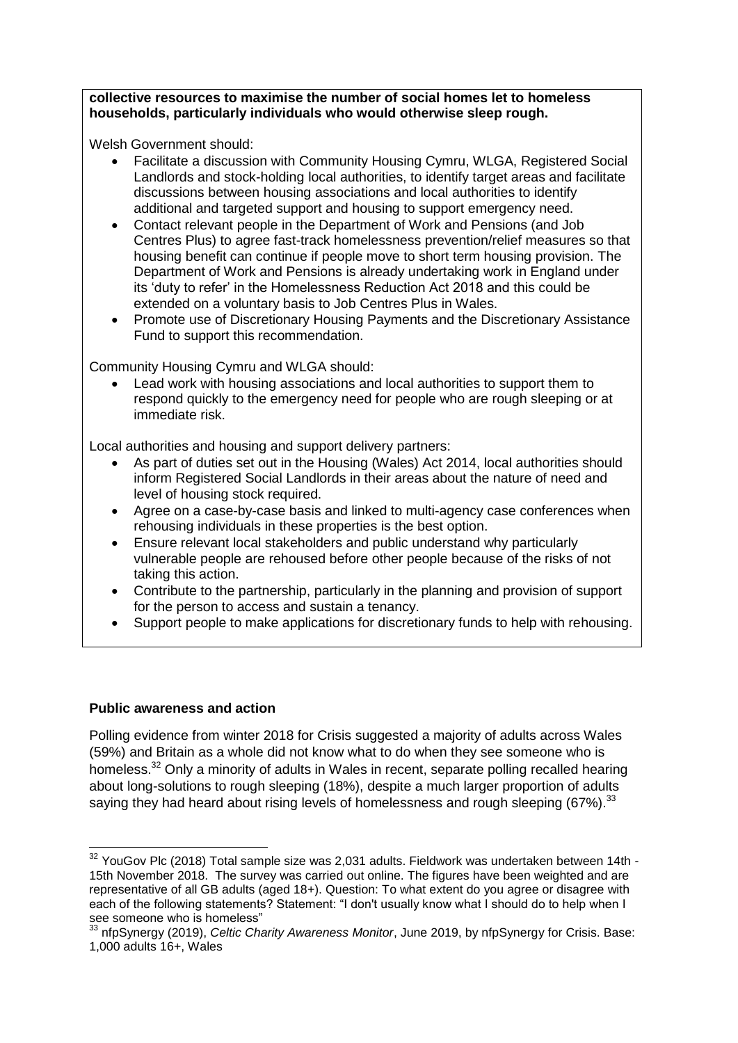**collective resources to maximise the number of social homes let to homeless households, particularly individuals who would otherwise sleep rough.**

Welsh Government should:

- Facilitate a discussion with Community Housing Cymru, WLGA, Registered Social Landlords and stock-holding local authorities, to identify target areas and facilitate discussions between housing associations and local authorities to identify additional and targeted support and housing to support emergency need.
- Contact relevant people in the Department of Work and Pensions (and Job Centres Plus) to agree fast-track homelessness prevention/relief measures so that housing benefit can continue if people move to short term housing provision. The Department of Work and Pensions is already undertaking work in England under its 'duty to refer' in the Homelessness Reduction Act 2018 and this could be extended on a voluntary basis to Job Centres Plus in Wales.
- Promote use of Discretionary Housing Payments and the Discretionary Assistance Fund to support this recommendation.

Community Housing Cymru and WLGA should:

- Lead work with housing associations and local authorities to support them to respond quickly to the emergency need for people who are rough sleeping or at immediate risk.

Local authorities and housing and support delivery partners:

- As part of duties set out in the Housing (Wales) Act 2014, local authorities should inform Registered Social Landlords in their areas about the nature of need and level of housing stock required.
- Agree on a case-by-case basis and linked to multi-agency case conferences when rehousing individuals in these properties is the best option.
- Ensure relevant local stakeholders and public understand why particularly vulnerable people are rehoused before other people because of the risks of not taking this action.
- Contribute to the partnership, particularly in the planning and provision of support for the person to access and sustain a tenancy.
- Support people to make applications for discretionary funds to help with rehousing.

### Public awareness and action

Polling evidence from winter 2018 for Crisis suggested a majority of adults across Wales (59%) and Britain as a whole did not know what to do when they see someone who is homeless.[32] Only a minority of adults in Wales in recent, separate polling recalled hearing about long-solutions to rough sleeping (18%), despite a much larger proportion of adults saying they had heard about rising levels of homelessness and rough sleeping (67%).[33]

---

[32] YouGov Plc (2018) Total sample size was 2,031 adults. Fieldwork was undertaken between 14th - 15th November 2018. The survey was carried out online. The figures have been weighted and are representative of all GB adults (aged 18+). Question: To what extent do you agree or disagree with each of the following statements? Statement: "I don't usually know what I should do to help when I see someone who is homeless"

[33] nfpSynergy (2019), *Celtic Charity Awareness Monitor*, June 2019, by nfpSynergy for Crisis. Base: 1,000 adults 16+, Wales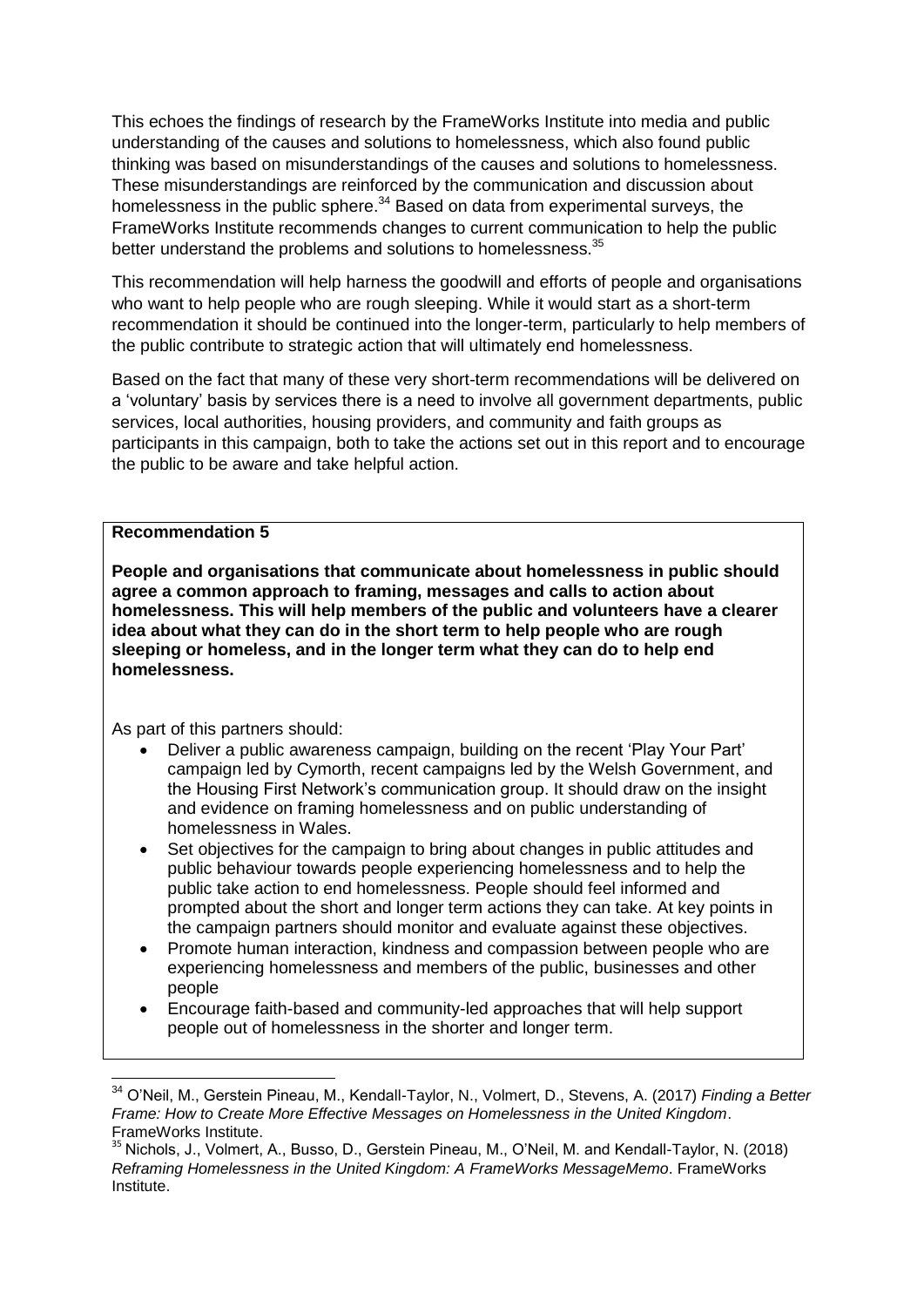This echoes the findings of research by the FrameWorks Institute into media and public understanding of the causes and solutions to homelessness, which also found public thinking was based on misunderstandings of the causes and solutions to homelessness. These misunderstandings are reinforced by the communication and discussion about homelessness in the public sphere.[34] Based on data from experimental surveys, the FrameWorks Institute recommends changes to current communication to help the public better understand the problems and solutions to homelessness.[35]

This recommendation will help harness the goodwill and efforts of people and organisations who want to help people who are rough sleeping. While it would start as a short-term recommendation it should be continued into the longer-term, particularly to help members of the public contribute to strategic action that will ultimately end homelessness.

Based on the fact that many of these very short-term recommendations will be delivered on a 'voluntary' basis by services there is a need to involve all government departments, public services, local authorities, housing providers, and community and faith groups as participants in this campaign, both to take the actions set out in this report and to encourage the public to be aware and take helpful action.

**Recommendation 5**

**People and organisations that communicate about homelessness in public should agree a common approach to framing, messages and calls to action about homelessness. This will help members of the public and volunteers have a clearer idea about what they can do in the short term to help people who are rough sleeping or homeless, and in the longer term what they can do to help end homelessness.**

As part of this partners should:

- Deliver a public awareness campaign, building on the recent 'Play Your Part' campaign led by Cymorth, recent campaigns led by the Welsh Government, and the Housing First Network's communication group. It should draw on the insight and evidence on framing homelessness and on public understanding of homelessness in Wales.
- Set objectives for the campaign to bring about changes in public attitudes and public behaviour towards people experiencing homelessness and to help the public take action to end homelessness. People should feel informed and prompted about the short and longer term actions they can take. At key points in the campaign partners should monitor and evaluate against these objectives.
- Promote human interaction, kindness and compassion between people who are experiencing homelessness and members of the public, businesses and other people
- Encourage faith-based and community-led approaches that will help support people out of homelessness in the shorter and longer term.

---

[34] O'Neil, M., Gerstein Pineau, M., Kendall-Taylor, N., Volmert, D., Stevens, A. (2017) *Finding a Better Frame: How to Create More Effective Messages on Homelessness in the United Kingdom*. FrameWorks Institute.

[35] Nichols, J., Volmert, A., Busso, D., Gerstein Pineau, M., O'Neil, M. and Kendall-Taylor, N. (2018) *Reframing Homelessness in the United Kingdom: A FrameWorks MessageMemo*. FrameWorks Institute.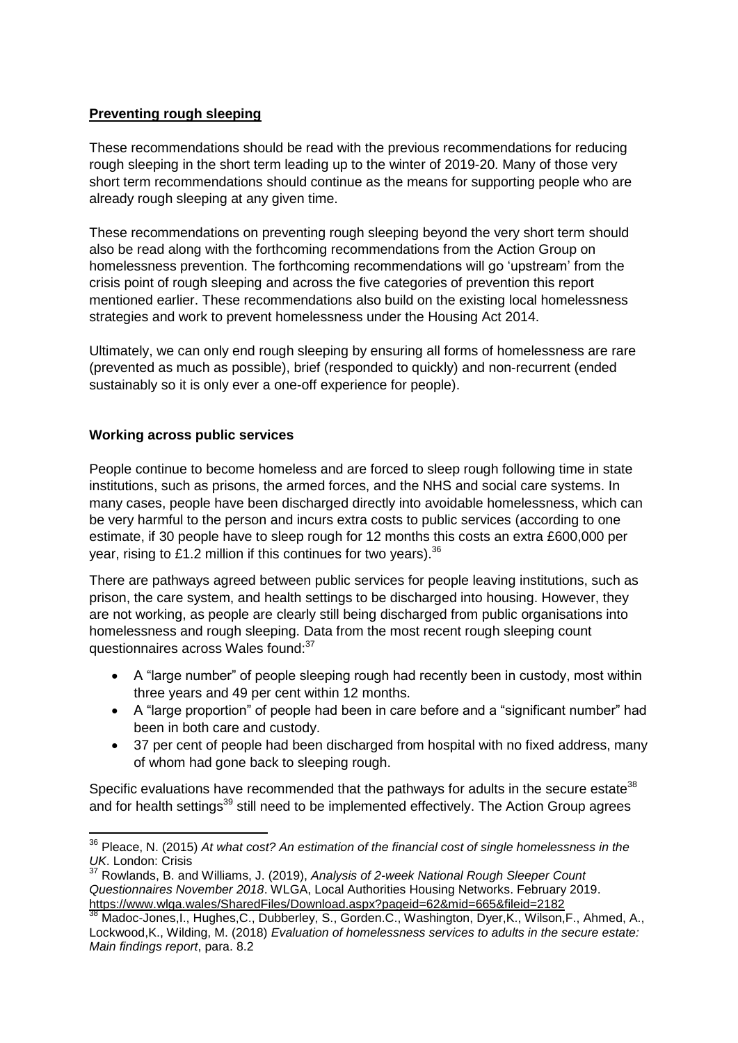## Preventing rough sleeping

These recommendations should be read with the previous recommendations for reducing rough sleeping in the short term leading up to the winter of 2019-20. Many of those very short term recommendations should continue as the means for supporting people who are already rough sleeping at any given time.

These recommendations on preventing rough sleeping beyond the very short term should also be read along with the forthcoming recommendations from the Action Group on homelessness prevention. The forthcoming recommendations will go 'upstream' from the crisis point of rough sleeping and across the five categories of prevention this report mentioned earlier. These recommendations also build on the existing local homelessness strategies and work to prevent homelessness under the Housing Act 2014.

Ultimately, we can only end rough sleeping by ensuring all forms of homelessness are rare (prevented as much as possible), brief (responded to quickly) and non-recurrent (ended sustainably so it is only ever a one-off experience for people).

### Working across public services

People continue to become homeless and are forced to sleep rough following time in state institutions, such as prisons, the armed forces, and the NHS and social care systems. In many cases, people have been discharged directly into avoidable homelessness, which can be very harmful to the person and incurs extra costs to public services (according to one estimate, if 30 people have to sleep rough for 12 months this costs an extra £600,000 per year, rising to £1.2 million if this continues for two years).[36]

There are pathways agreed between public services for people leaving institutions, such as prison, the care system, and health settings to be discharged into housing. However, they are not working, as people are clearly still being discharged from public organisations into homelessness and rough sleeping. Data from the most recent rough sleeping count questionnaires across Wales found:[37]

- A "large number" of people sleeping rough had recently been in custody, most within three years and 49 per cent within 12 months.
- A "large proportion" of people had been in care before and a "significant number" had been in both care and custody.
- 37 per cent of people had been discharged from hospital with no fixed address, many of whom had gone back to sleeping rough.

Specific evaluations have recommended that the pathways for adults in the secure estate[38] and for health settings[39] still need to be implemented effectively. The Action Group agrees

---

[36] Pleace, N. (2015) *At what cost? An estimation of the financial cost of single homelessness in the UK*. London: Crisis

[37] Rowlands, B. and Williams, J. (2019), *Analysis of 2-week National Rough Sleeper Count Questionnaires November 2018*. WLGA, Local Authorities Housing Networks. February 2019. https://www.wlga.wales/SharedFiles/Download.aspx?pageid=62&mid=665&fileid=2182

[38] Madoc-Jones,I., Hughes,C., Dubberley, S., Gorden.C., Washington, Dyer,K., Wilson,F., Ahmed, A., Lockwood,K., Wilding, M. (2018) *Evaluation of homelessness services to adults in the secure estate: Main findings report*, para. 8.2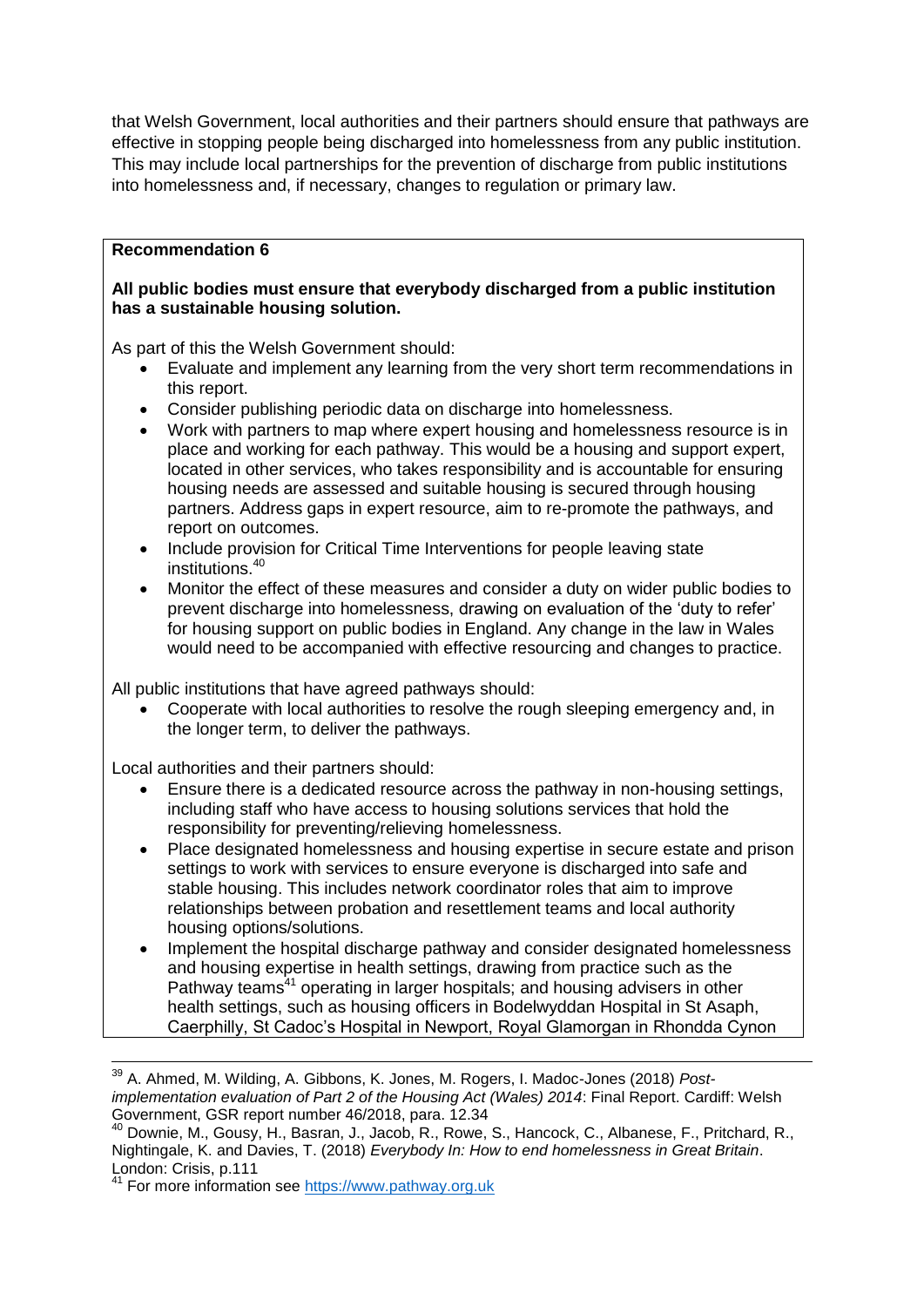that Welsh Government, local authorities and their partners should ensure that pathways are effective in stopping people being discharged into homelessness from any public institution. This may include local partnerships for the prevention of discharge from public institutions into homelessness and, if necessary, changes to regulation or primary law.

**Recommendation 6**

**All public bodies must ensure that everybody discharged from a public institution has a sustainable housing solution.**

As part of this the Welsh Government should:

- Evaluate and implement any learning from the very short term recommendations in this report.
- Consider publishing periodic data on discharge into homelessness.
- Work with partners to map where expert housing and homelessness resource is in place and working for each pathway. This would be a housing and support expert, located in other services, who takes responsibility and is accountable for ensuring housing needs are assessed and suitable housing is secured through housing partners. Address gaps in expert resource, aim to re-promote the pathways, and report on outcomes.
- Include provision for Critical Time Interventions for people leaving state institutions.[40]
- Monitor the effect of these measures and consider a duty on wider public bodies to prevent discharge into homelessness, drawing on evaluation of the 'duty to refer' for housing support on public bodies in England. Any change in the law in Wales would need to be accompanied with effective resourcing and changes to practice.

All public institutions that have agreed pathways should:

- Cooperate with local authorities to resolve the rough sleeping emergency and, in the longer term, to deliver the pathways.

Local authorities and their partners should:

- Ensure there is a dedicated resource across the pathway in non-housing settings, including staff who have access to housing solutions services that hold the responsibility for preventing/relieving homelessness.
- Place designated homelessness and housing expertise in secure estate and prison settings to work with services to ensure everyone is discharged into safe and stable housing. This includes network coordinator roles that aim to improve relationships between probation and resettlement teams and local authority housing options/solutions.
- Implement the hospital discharge pathway and consider designated homelessness and housing expertise in health settings, drawing from practice such as the Pathway teams[41] operating in larger hospitals; and housing advisers in other health settings, such as housing officers in Bodelwyddan Hospital in St Asaph, Caerphilly, St Cadoc's Hospital in Newport, Royal Glamorgan in Rhondda Cynon

---

[39] A. Ahmed, M. Wilding, A. Gibbons, K. Jones, M. Rogers, I. Madoc-Jones (2018) *Post-implementation evaluation of Part 2 of the Housing Act (Wales) 2014*: Final Report. Cardiff: Welsh Government, GSR report number 46/2018, para. 12.34

[40] Downie, M., Gousy, H., Basran, J., Jacob, R., Rowe, S., Hancock, C., Albanese, F., Pritchard, R., Nightingale, K. and Davies, T. (2018) *Everybody In: How to end homelessness in Great Britain*. London: Crisis, p.111

[41] For more information see https://www.pathway.org.uk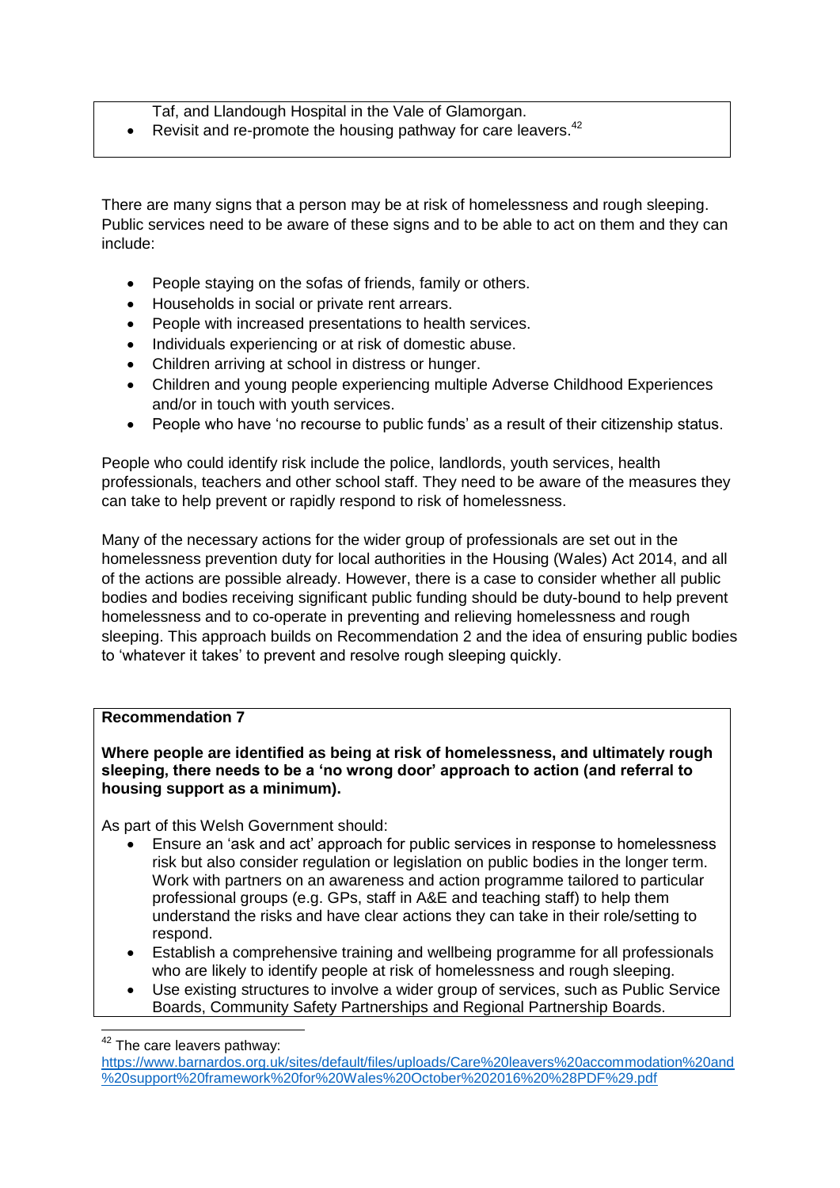Taf, and Llandough Hospital in the Vale of Glamorgan.

- Revisit and re-promote the housing pathway for care leavers.[42]

There are many signs that a person may be at risk of homelessness and rough sleeping. Public services need to be aware of these signs and to be able to act on them and they can include:

- People staying on the sofas of friends, family or others.
- Households in social or private rent arrears.
- People with increased presentations to health services.
- Individuals experiencing or at risk of domestic abuse.
- Children arriving at school in distress or hunger.
- Children and young people experiencing multiple Adverse Childhood Experiences and/or in touch with youth services.
- People who have 'no recourse to public funds' as a result of their citizenship status.

People who could identify risk include the police, landlords, youth services, health professionals, teachers and other school staff. They need to be aware of the measures they can take to help prevent or rapidly respond to risk of homelessness.

Many of the necessary actions for the wider group of professionals are set out in the homelessness prevention duty for local authorities in the Housing (Wales) Act 2014, and all of the actions are possible already. However, there is a case to consider whether all public bodies and bodies receiving significant public funding should be duty-bound to help prevent homelessness and to co-operate in preventing and relieving homelessness and rough sleeping. This approach builds on Recommendation 2 and the idea of ensuring public bodies to 'whatever it takes' to prevent and resolve rough sleeping quickly.

**Recommendation 7**

**Where people are identified as being at risk of homelessness, and ultimately rough sleeping, there needs to be a 'no wrong door' approach to action (and referral to housing support as a minimum).**

As part of this Welsh Government should:

- Ensure an 'ask and act' approach for public services in response to homelessness risk but also consider regulation or legislation on public bodies in the longer term. Work with partners on an awareness and action programme tailored to particular professional groups (e.g. GPs, staff in A&E and teaching staff) to help them understand the risks and have clear actions they can take in their role/setting to respond.
- Establish a comprehensive training and wellbeing programme for all professionals who are likely to identify people at risk of homelessness and rough sleeping.
- Use existing structures to involve a wider group of services, such as Public Service Boards, Community Safety Partnerships and Regional Partnership Boards.

---

[42] The care leavers pathway: https://www.barnardos.org.uk/sites/default/files/uploads/Care%20leavers%20accommodation%20and%20support%20framework%20for%20Wales%20October%202016%20%28PDF%29.pdf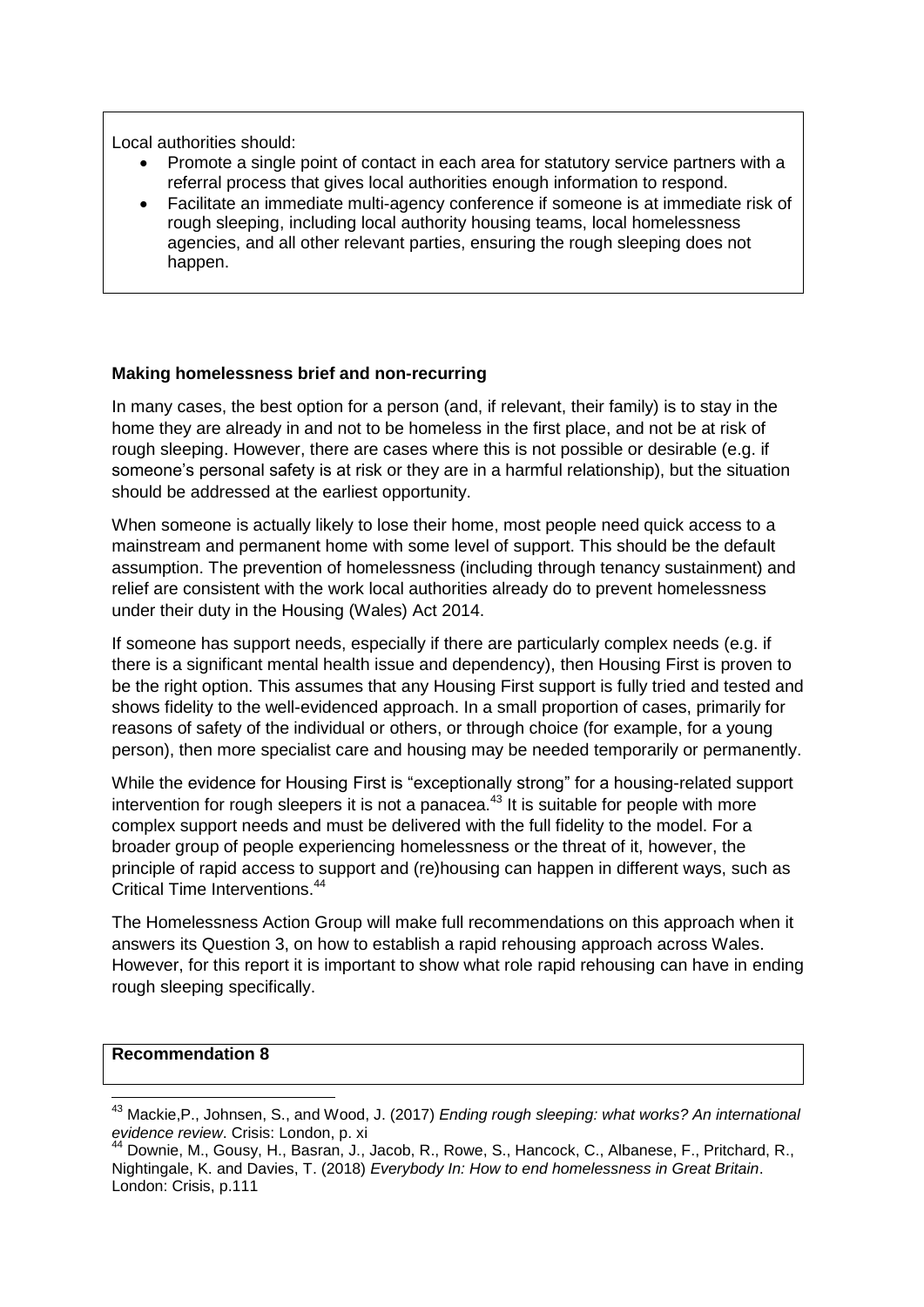Local authorities should:

- Promote a single point of contact in each area for statutory service partners with a referral process that gives local authorities enough information to respond.
- Facilitate an immediate multi-agency conference if someone is at immediate risk of rough sleeping, including local authority housing teams, local homelessness agencies, and all other relevant parties, ensuring the rough sleeping does not happen.

**Making homelessness brief and non-recurring**

In many cases, the best option for a person (and, if relevant, their family) is to stay in the home they are already in and not to be homeless in the first place, and not be at risk of rough sleeping. However, there are cases where this is not possible or desirable (e.g. if someone's personal safety is at risk or they are in a harmful relationship), but the situation should be addressed at the earliest opportunity.

When someone is actually likely to lose their home, most people need quick access to a mainstream and permanent home with some level of support. This should be the default assumption. The prevention of homelessness (including through tenancy sustainment) and relief are consistent with the work local authorities already do to prevent homelessness under their duty in the Housing (Wales) Act 2014.

If someone has support needs, especially if there are particularly complex needs (e.g. if there is a significant mental health issue and dependency), then Housing First is proven to be the right option. This assumes that any Housing First support is fully tried and tested and shows fidelity to the well-evidenced approach. In a small proportion of cases, primarily for reasons of safety of the individual or others, or through choice (for example, for a young person), then more specialist care and housing may be needed temporarily or permanently.

While the evidence for Housing First is "exceptionally strong" for a housing-related support intervention for rough sleepers it is not a panacea.[43] It is suitable for people with more complex support needs and must be delivered with the full fidelity to the model. For a broader group of people experiencing homelessness or the threat of it, however, the principle of rapid access to support and (re)housing can happen in different ways, such as Critical Time Interventions.[44]

The Homelessness Action Group will make full recommendations on this approach when it answers its Question 3, on how to establish a rapid rehousing approach across Wales. However, for this report it is important to show what role rapid rehousing can have in ending rough sleeping specifically.

**Recommendation 8**

---

[43] Mackie,P., Johnsen, S., and Wood, J. (2017) *Ending rough sleeping: what works? An international evidence review*. Crisis: London, p. xi

[44] Downie, M., Gousy, H., Basran, J., Jacob, R., Rowe, S., Hancock, C., Albanese, F., Pritchard, R., Nightingale, K. and Davies, T. (2018) *Everybody In: How to end homelessness in Great Britain*. London: Crisis, p.111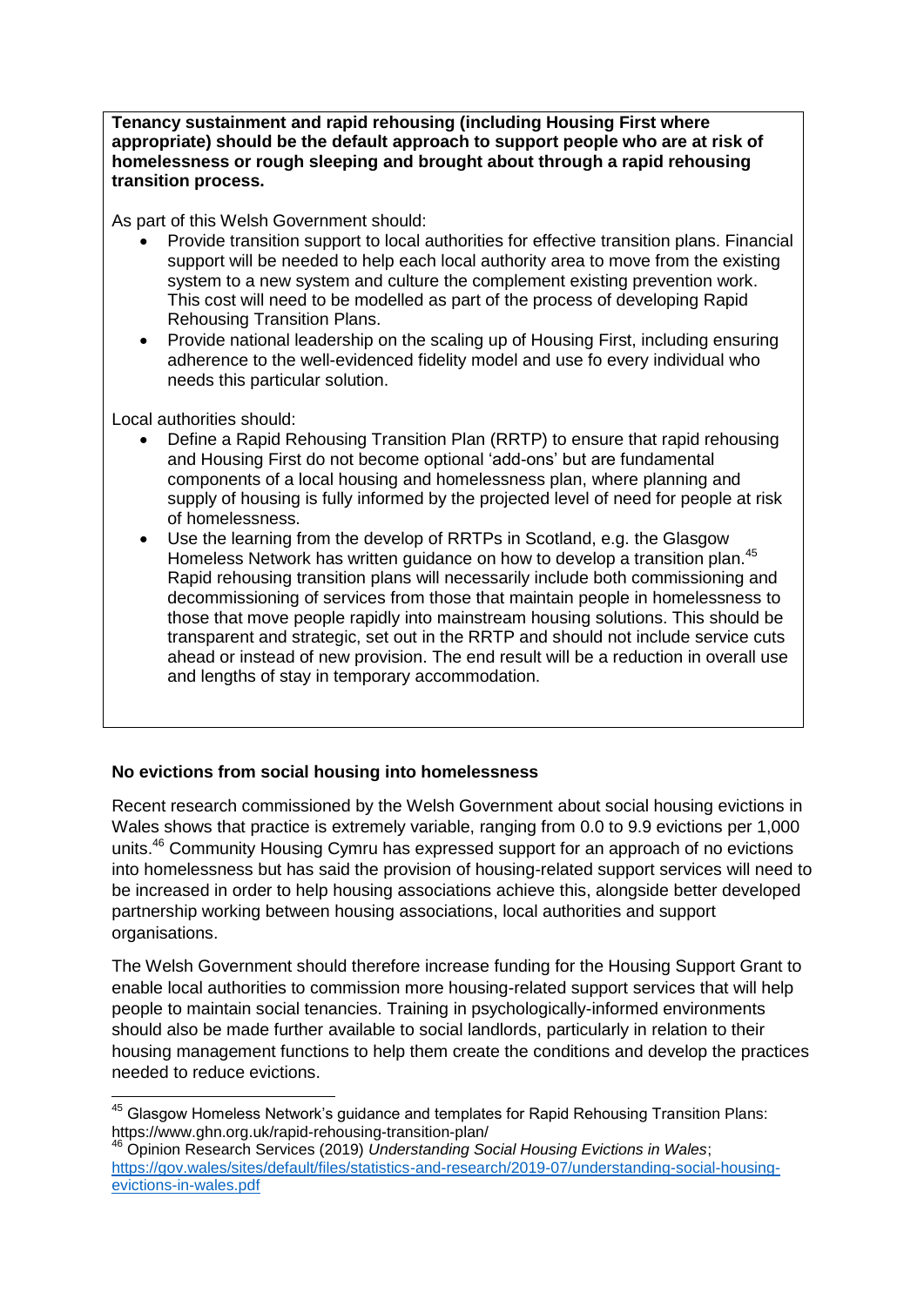**Tenancy sustainment and rapid rehousing (including Housing First where appropriate) should be the default approach to support people who are at risk of homelessness or rough sleeping and brought about through a rapid rehousing transition process.**

As part of this Welsh Government should:

- Provide transition support to local authorities for effective transition plans. Financial support will be needed to help each local authority area to move from the existing system to a new system and culture the complement existing prevention work. This cost will need to be modelled as part of the process of developing Rapid Rehousing Transition Plans.
- Provide national leadership on the scaling up of Housing First, including ensuring adherence to the well-evidenced fidelity model and use fo every individual who needs this particular solution.

Local authorities should:

- Define a Rapid Rehousing Transition Plan (RRTP) to ensure that rapid rehousing and Housing First do not become optional 'add-ons' but are fundamental components of a local housing and homelessness plan, where planning and supply of housing is fully informed by the projected level of need for people at risk of homelessness.
- Use the learning from the develop of RRTPs in Scotland, e.g. the Glasgow Homeless Network has written guidance on how to develop a transition plan.[45] Rapid rehousing transition plans will necessarily include both commissioning and decommissioning of services from those that maintain people in homelessness to those that move people rapidly into mainstream housing solutions. This should be transparent and strategic, set out in the RRTP and should not include service cuts ahead or instead of new provision. The end result will be a reduction in overall use and lengths of stay in temporary accommodation.

**No evictions from social housing into homelessness**

Recent research commissioned by the Welsh Government about social housing evictions in Wales shows that practice is extremely variable, ranging from 0.0 to 9.9 evictions per 1,000 units.[46] Community Housing Cymru has expressed support for an approach of no evictions into homelessness but has said the provision of housing-related support services will need to be increased in order to help housing associations achieve this, alongside better developed partnership working between housing associations, local authorities and support organisations.

The Welsh Government should therefore increase funding for the Housing Support Grant to enable local authorities to commission more housing-related support services that will help people to maintain social tenancies. Training in psychologically-informed environments should also be made further available to social landlords, particularly in relation to their housing management functions to help them create the conditions and develop the practices needed to reduce evictions.

---

[45] Glasgow Homeless Network's guidance and templates for Rapid Rehousing Transition Plans: https://www.ghn.org.uk/rapid-rehousing-transition-plan/

[46] Opinion Research Services (2019) *Understanding Social Housing Evictions in Wales*; https://gov.wales/sites/default/files/statistics-and-research/2019-07/understanding-social-housing-evictions-in-wales.pdf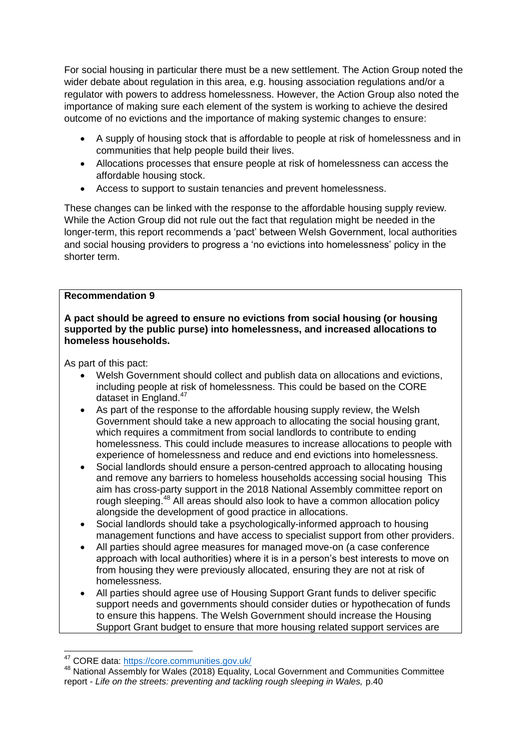For social housing in particular there must be a new settlement. The Action Group noted the wider debate about regulation in this area, e.g. housing association regulations and/or a regulator with powers to address homelessness. However, the Action Group also noted the importance of making sure each element of the system is working to achieve the desired outcome of no evictions and the importance of making systemic changes to ensure:

- A supply of housing stock that is affordable to people at risk of homelessness and in communities that help people build their lives.
- Allocations processes that ensure people at risk of homelessness can access the affordable housing stock.
- Access to support to sustain tenancies and prevent homelessness.

These changes can be linked with the response to the affordable housing supply review. While the Action Group did not rule out the fact that regulation might be needed in the longer-term, this report recommends a 'pact' between Welsh Government, local authorities and social housing providers to progress a 'no evictions into homelessness' policy in the shorter term.

**Recommendation 9**

**A pact should be agreed to ensure no evictions from social housing (or housing supported by the public purse) into homelessness, and increased allocations to homeless households.**

As part of this pact:

- Welsh Government should collect and publish data on allocations and evictions, including people at risk of homelessness. This could be based on the CORE dataset in England.[47]
- As part of the response to the affordable housing supply review, the Welsh Government should take a new approach to allocating the social housing grant, which requires a commitment from social landlords to contribute to ending homelessness. This could include measures to increase allocations to people with experience of homelessness and reduce and end evictions into homelessness.
- Social landlords should ensure a person-centred approach to allocating housing and remove any barriers to homeless households accessing social housing This aim has cross-party support in the 2018 National Assembly committee report on rough sleeping.[48] All areas should also look to have a common allocation policy alongside the development of good practice in allocations.
- Social landlords should take a psychologically-informed approach to housing management functions and have access to specialist support from other providers.
- All parties should agree measures for managed move-on (a case conference approach with local authorities) where it is in a person's best interests to move on from housing they were previously allocated, ensuring they are not at risk of homelessness.
- All parties should agree use of Housing Support Grant funds to deliver specific support needs and governments should consider duties or hypothecation of funds to ensure this happens. The Welsh Government should increase the Housing Support Grant budget to ensure that more housing related support services are

[47] CORE data: https://core.communities.gov.uk/

[48] National Assembly for Wales (2018) Equality, Local Government and Communities Committee report - *Life on the streets: preventing and tackling rough sleeping in Wales,* p.40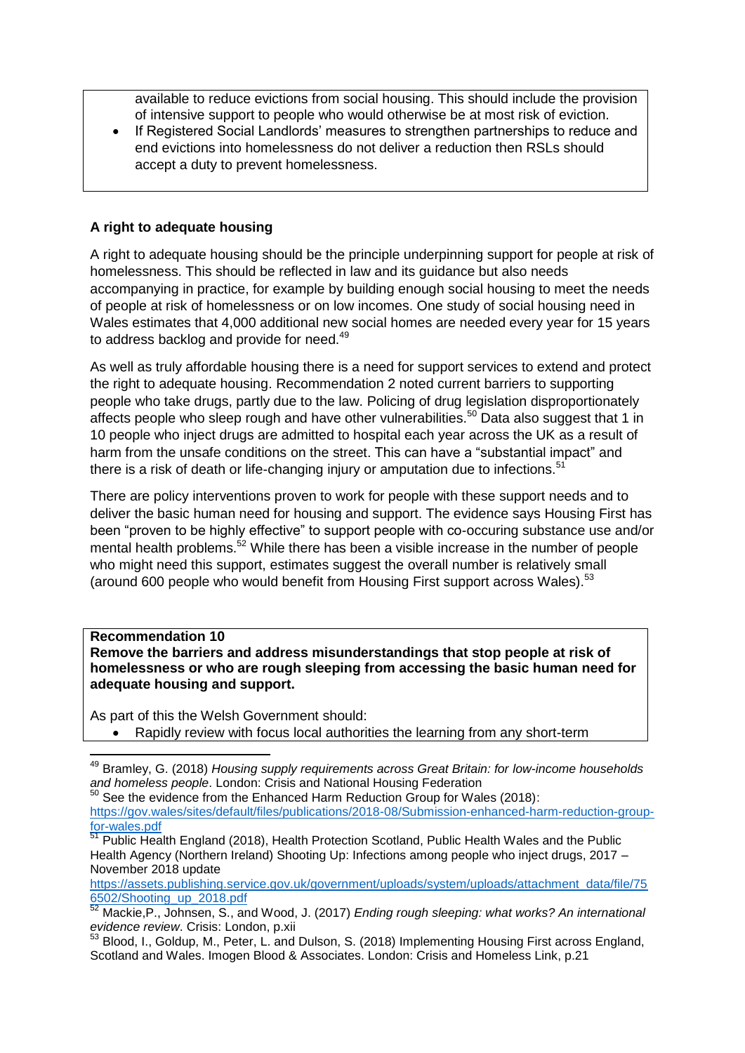available to reduce evictions from social housing. This should include the provision of intensive support to people who would otherwise be at most risk of eviction.

- If Registered Social Landlords' measures to strengthen partnerships to reduce and end evictions into homelessness do not deliver a reduction then RSLs should accept a duty to prevent homelessness.

### A right to adequate housing

A right to adequate housing should be the principle underpinning support for people at risk of homelessness. This should be reflected in law and its guidance but also needs accompanying in practice, for example by building enough social housing to meet the needs of people at risk of homelessness or on low incomes. One study of social housing need in Wales estimates that 4,000 additional new social homes are needed every year for 15 years to address backlog and provide for need.[49]

As well as truly affordable housing there is a need for support services to extend and protect the right to adequate housing. Recommendation 2 noted current barriers to supporting people who take drugs, partly due to the law. Policing of drug legislation disproportionately affects people who sleep rough and have other vulnerabilities.[50] Data also suggest that 1 in 10 people who inject drugs are admitted to hospital each year across the UK as a result of harm from the unsafe conditions on the street. This can have a "substantial impact" and there is a risk of death or life-changing injury or amputation due to infections.[51]

There are policy interventions proven to work for people with these support needs and to deliver the basic human need for housing and support. The evidence says Housing First has been "proven to be highly effective" to support people with co-occuring substance use and/or mental health problems.[52] While there has been a visible increase in the number of people who might need this support, estimates suggest the overall number is relatively small (around 600 people who would benefit from Housing First support across Wales).[53]

**Recommendation 10**
**Remove the barriers and address misunderstandings that stop people at risk of homelessness or who are rough sleeping from accessing the basic human need for adequate housing and support.**

As part of this the Welsh Government should:

- Rapidly review with focus local authorities the learning from any short-term

---

[49] Bramley, G. (2018) *Housing supply requirements across Great Britain: for low-income households and homeless people*. London: Crisis and National Housing Federation

[50] See the evidence from the Enhanced Harm Reduction Group for Wales (2018): https://gov.wales/sites/default/files/publications/2018-08/Submission-enhanced-harm-reduction-group-for-wales.pdf

[51] Public Health England (2018), Health Protection Scotland, Public Health Wales and the Public Health Agency (Northern Ireland) Shooting Up: Infections among people who inject drugs, 2017 – November 2018 update https://assets.publishing.service.gov.uk/government/uploads/system/uploads/attachment_data/file/756502/Shooting_up_2018.pdf

[52] Mackie,P., Johnsen, S., and Wood, J. (2017) *Ending rough sleeping: what works? An international evidence review*. Crisis: London, p.xii

[53] Blood, I., Goldup, M., Peter, L. and Dulson, S. (2018) Implementing Housing First across England, Scotland and Wales. Imogen Blood & Associates. London: Crisis and Homeless Link, p.21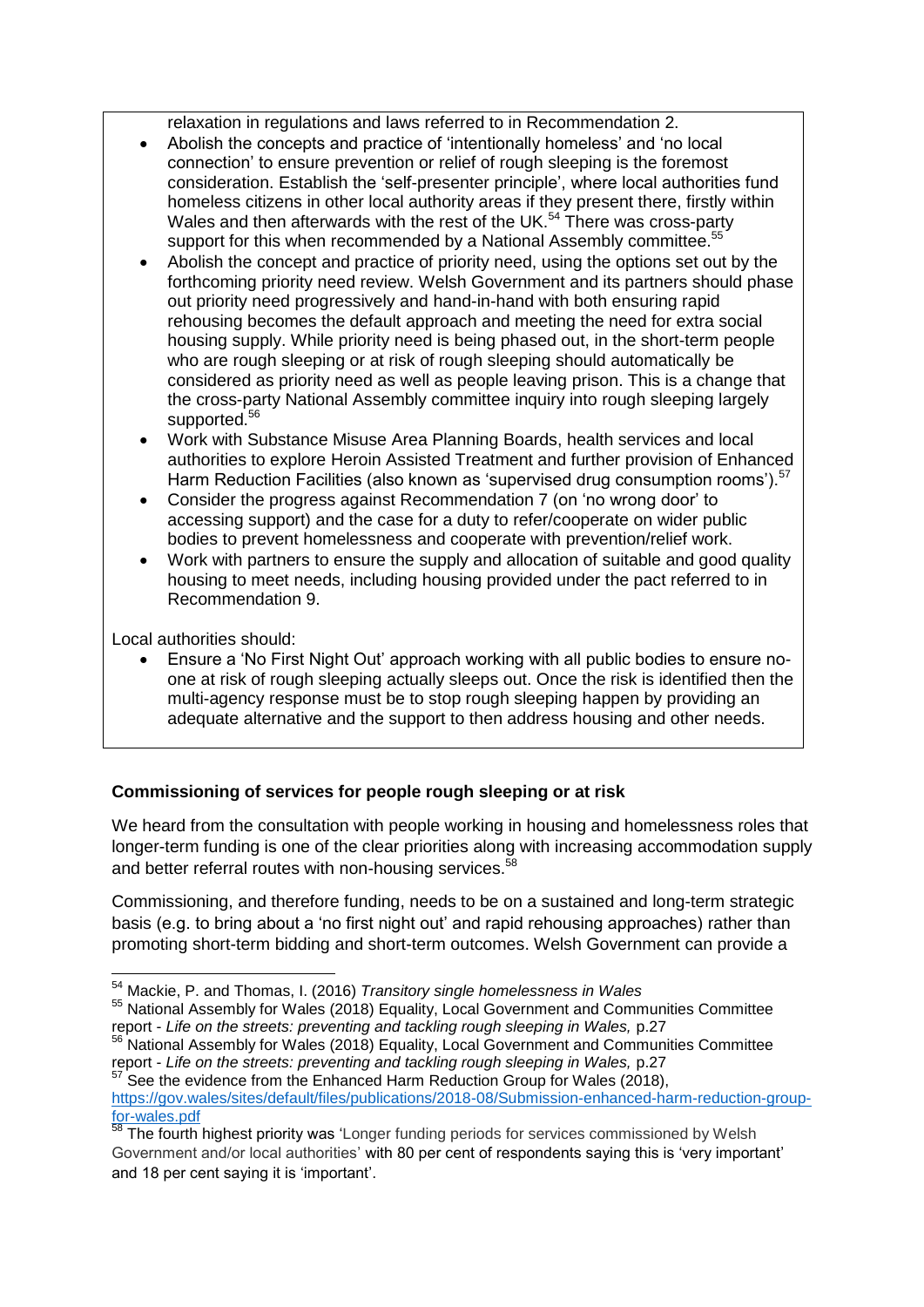relaxation in regulations and laws referred to in Recommendation 2.

- Abolish the concepts and practice of 'intentionally homeless' and 'no local connection' to ensure prevention or relief of rough sleeping is the foremost consideration. Establish the 'self-presenter principle', where local authorities fund homeless citizens in other local authority areas if they present there, firstly within Wales and then afterwards with the rest of the UK.[54] There was cross-party support for this when recommended by a National Assembly committee.[55]
- Abolish the concept and practice of priority need, using the options set out by the forthcoming priority need review. Welsh Government and its partners should phase out priority need progressively and hand-in-hand with both ensuring rapid rehousing becomes the default approach and meeting the need for extra social housing supply. While priority need is being phased out, in the short-term people who are rough sleeping or at risk of rough sleeping should automatically be considered as priority need as well as people leaving prison. This is a change that the cross-party National Assembly committee inquiry into rough sleeping largely supported.[56]
- Work with Substance Misuse Area Planning Boards, health services and local authorities to explore Heroin Assisted Treatment and further provision of Enhanced Harm Reduction Facilities (also known as 'supervised drug consumption rooms').[57]
- Consider the progress against Recommendation 7 (on 'no wrong door' to accessing support) and the case for a duty to refer/cooperate on wider public bodies to prevent homelessness and cooperate with prevention/relief work.
- Work with partners to ensure the supply and allocation of suitable and good quality housing to meet needs, including housing provided under the pact referred to in Recommendation 9.

Local authorities should:

- Ensure a 'No First Night Out' approach working with all public bodies to ensure no-one at risk of rough sleeping actually sleeps out. Once the risk is identified then the multi-agency response must be to stop rough sleeping happen by providing an adequate alternative and the support to then address housing and other needs.

**Commissioning of services for people rough sleeping or at risk**

We heard from the consultation with people working in housing and homelessness roles that longer-term funding is one of the clear priorities along with increasing accommodation supply and better referral routes with non-housing services.[58]

Commissioning, and therefore funding, needs to be on a sustained and long-term strategic basis (e.g. to bring about a 'no first night out' and rapid rehousing approaches) rather than promoting short-term bidding and short-term outcomes. Welsh Government can provide a

---

[54] Mackie, P. and Thomas, I. (2016) *Transitory single homelessness in Wales*

[55] National Assembly for Wales (2018) Equality, Local Government and Communities Committee report - *Life on the streets: preventing and tackling rough sleeping in Wales,* p.27

[56] National Assembly for Wales (2018) Equality, Local Government and Communities Committee report - *Life on the streets: preventing and tackling rough sleeping in Wales,* p.27

[57] See the evidence from the Enhanced Harm Reduction Group for Wales (2018), https://gov.wales/sites/default/files/publications/2018-08/Submission-enhanced-harm-reduction-group-for-wales.pdf

[58] The fourth highest priority was 'Longer funding periods for services commissioned by Welsh Government and/or local authorities' with 80 per cent of respondents saying this is 'very important' and 18 per cent saying it is 'important'.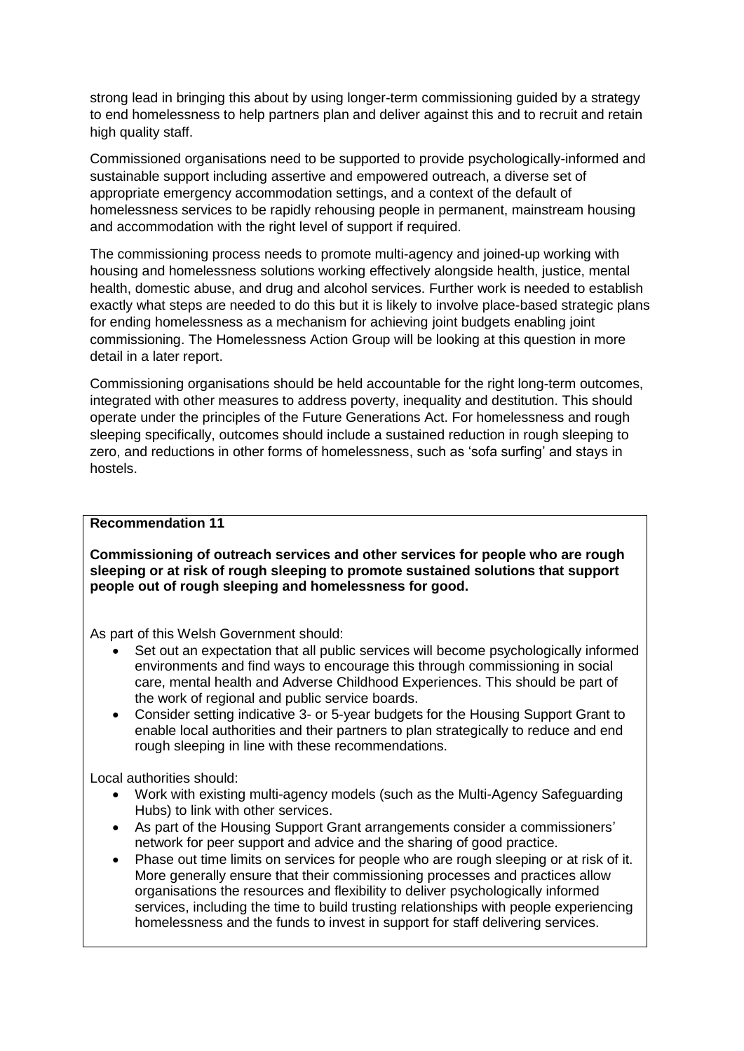strong lead in bringing this about by using longer-term commissioning guided by a strategy to end homelessness to help partners plan and deliver against this and to recruit and retain high quality staff.

Commissioned organisations need to be supported to provide psychologically-informed and sustainable support including assertive and empowered outreach, a diverse set of appropriate emergency accommodation settings, and a context of the default of homelessness services to be rapidly rehousing people in permanent, mainstream housing and accommodation with the right level of support if required.

The commissioning process needs to promote multi-agency and joined-up working with housing and homelessness solutions working effectively alongside health, justice, mental health, domestic abuse, and drug and alcohol services. Further work is needed to establish exactly what steps are needed to do this but it is likely to involve place-based strategic plans for ending homelessness as a mechanism for achieving joint budgets enabling joint commissioning. The Homelessness Action Group will be looking at this question in more detail in a later report.

Commissioning organisations should be held accountable for the right long-term outcomes, integrated with other measures to address poverty, inequality and destitution. This should operate under the principles of the Future Generations Act. For homelessness and rough sleeping specifically, outcomes should include a sustained reduction in rough sleeping to zero, and reductions in other forms of homelessness, such as 'sofa surfing' and stays in hostels.

**Recommendation 11**

**Commissioning of outreach services and other services for people who are rough sleeping or at risk of rough sleeping to promote sustained solutions that support people out of rough sleeping and homelessness for good.**

As part of this Welsh Government should:

- Set out an expectation that all public services will become psychologically informed environments and find ways to encourage this through commissioning in social care, mental health and Adverse Childhood Experiences. This should be part of the work of regional and public service boards.
- Consider setting indicative 3- or 5-year budgets for the Housing Support Grant to enable local authorities and their partners to plan strategically to reduce and end rough sleeping in line with these recommendations.

Local authorities should:

- Work with existing multi-agency models (such as the Multi-Agency Safeguarding Hubs) to link with other services.
- As part of the Housing Support Grant arrangements consider a commissioners' network for peer support and advice and the sharing of good practice.
- Phase out time limits on services for people who are rough sleeping or at risk of it. More generally ensure that their commissioning processes and practices allow organisations the resources and flexibility to deliver psychologically informed services, including the time to build trusting relationships with people experiencing homelessness and the funds to invest in support for staff delivering services.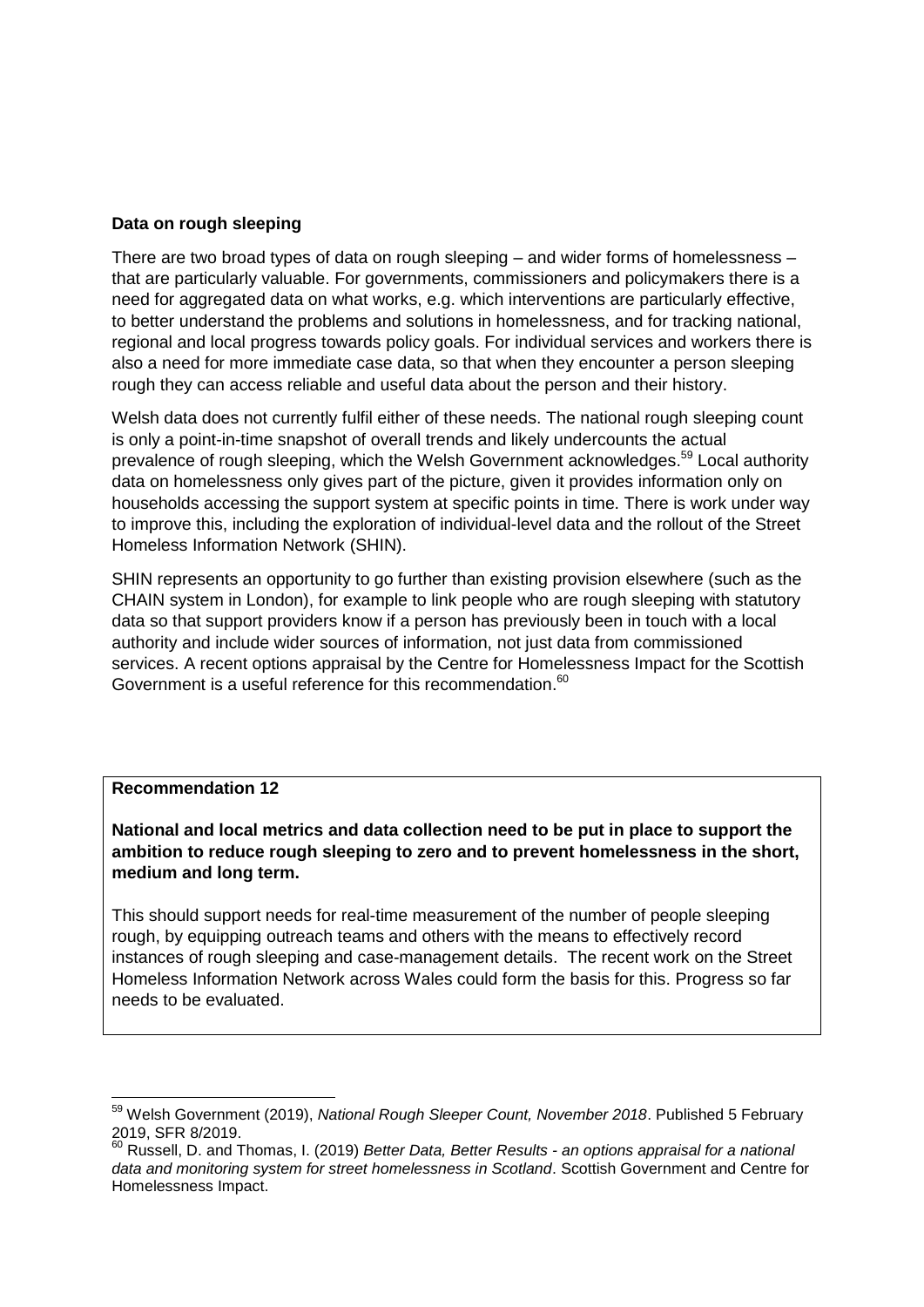**Data on rough sleeping**

There are two broad types of data on rough sleeping – and wider forms of homelessness – that are particularly valuable. For governments, commissioners and policymakers there is a need for aggregated data on what works, e.g. which interventions are particularly effective, to better understand the problems and solutions in homelessness, and for tracking national, regional and local progress towards policy goals. For individual services and workers there is also a need for more immediate case data, so that when they encounter a person sleeping rough they can access reliable and useful data about the person and their history.

Welsh data does not currently fulfil either of these needs. The national rough sleeping count is only a point-in-time snapshot of overall trends and likely undercounts the actual prevalence of rough sleeping, which the Welsh Government acknowledges.[59] Local authority data on homelessness only gives part of the picture, given it provides information only on households accessing the support system at specific points in time. There is work under way to improve this, including the exploration of individual-level data and the rollout of the Street Homeless Information Network (SHIN).

SHIN represents an opportunity to go further than existing provision elsewhere (such as the CHAIN system in London), for example to link people who are rough sleeping with statutory data so that support providers know if a person has previously been in touch with a local authority and include wider sources of information, not just data from commissioned services. A recent options appraisal by the Centre for Homelessness Impact for the Scottish Government is a useful reference for this recommendation.[60]

**Recommendation 12**

**National and local metrics and data collection need to be put in place to support the ambition to reduce rough sleeping to zero and to prevent homelessness in the short, medium and long term.**

This should support needs for real-time measurement of the number of people sleeping rough, by equipping outreach teams and others with the means to effectively record instances of rough sleeping and case-management details. The recent work on the Street Homeless Information Network across Wales could form the basis for this. Progress so far needs to be evaluated.

---

[59] Welsh Government (2019), *National Rough Sleeper Count, November 2018*. Published 5 February 2019, SFR 8/2019.

[60] Russell, D. and Thomas, I. (2019) *Better Data, Better Results - an options appraisal for a national data and monitoring system for street homelessness in Scotland*. Scottish Government and Centre for Homelessness Impact.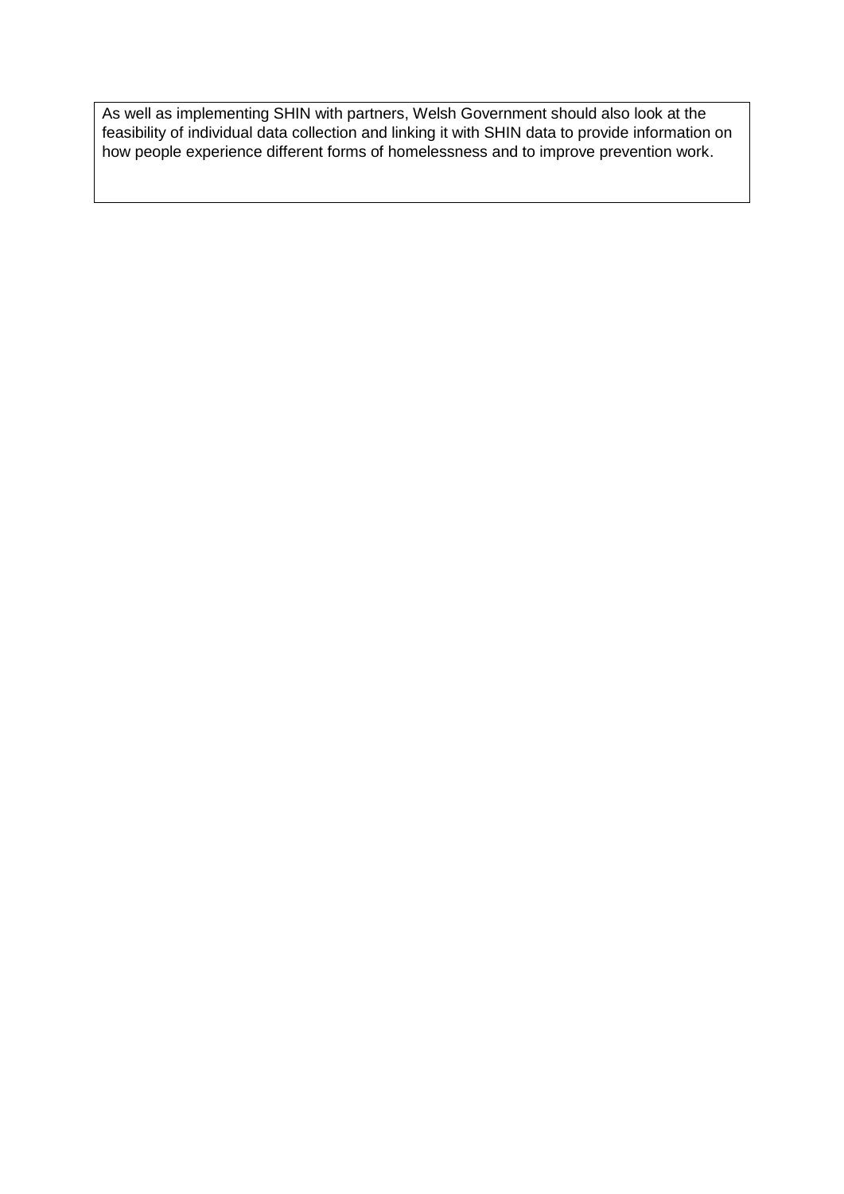As well as implementing SHIN with partners, Welsh Government should also look at the feasibility of individual data collection and linking it with SHIN data to provide information on how people experience different forms of homelessness and to improve prevention work.